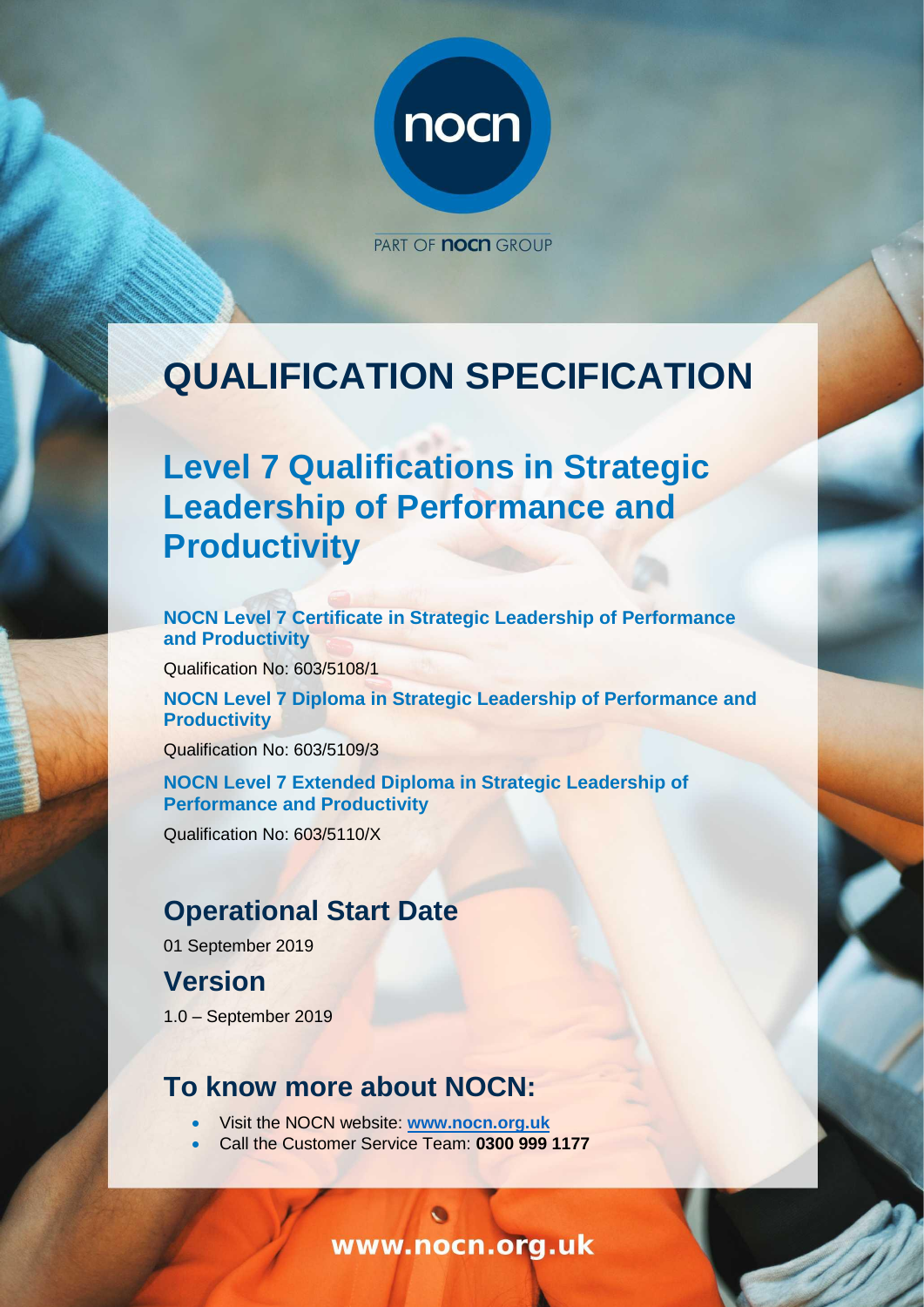nocn

PART OF nocn GROUP

# QUALIFICATION SPECIFICATION

## Level 7 Qualifications in Strategic Leadership of Performance and Productivity

**NOCN Level 7 Certificate in Strategic Leadership of Performance and Productivity**

Qualification No: 603/5108/1

**NOCN Level 7 Diploma in Strategic Leadership of Performance and Productivity**

Qualification No: 603/5109/3

**NOCN Level 7 Extended Diploma in Strategic Leadership of Performance and Productivity**

Qualification No: 603/5110/X

## Operational Start Date

01 September 2019

## Version

1.0 – September 2019

## To know more about NOCN:

- Visit the NOCN website: **www.nocn.org.uk**
- Call the Customer Service Team: **0300 999 1177**

www.nocn.org.uk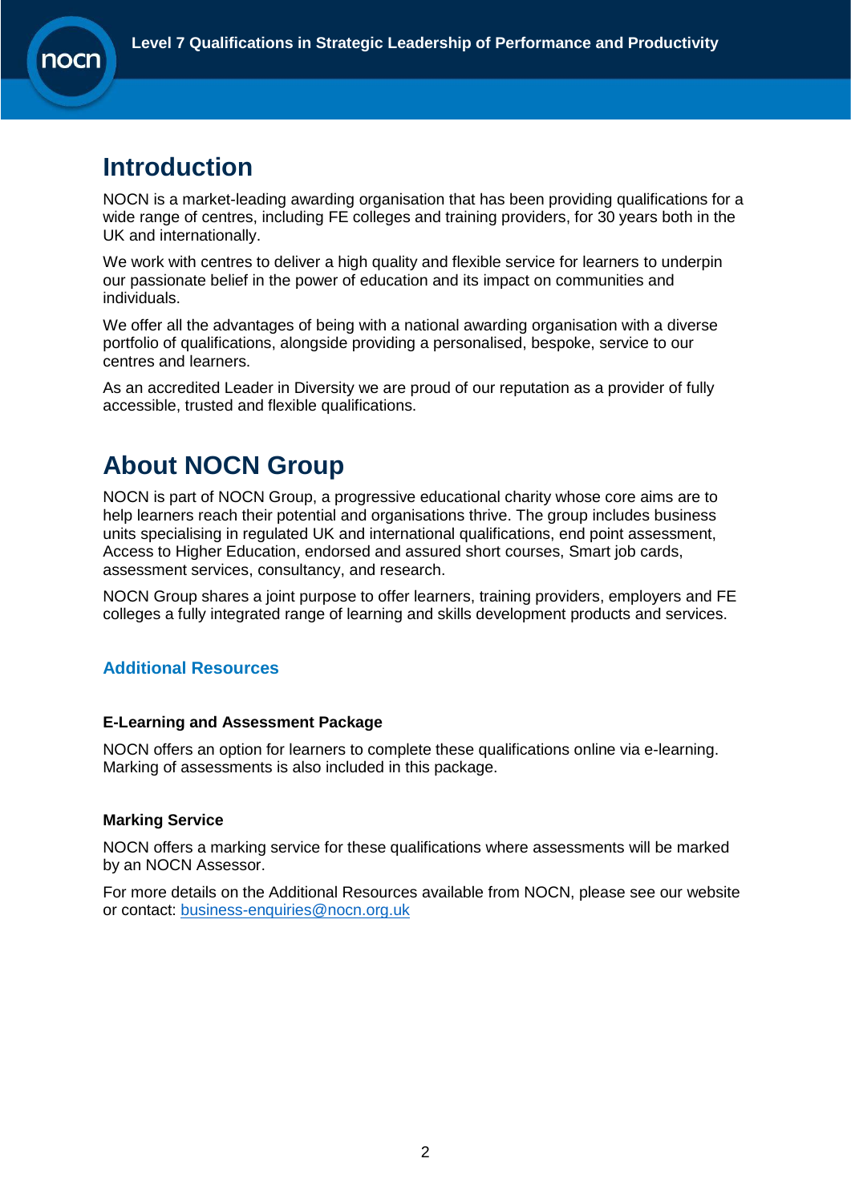# Introduction

NOCN is a market-leading awarding organisation that has been providing qualifications for a wide range of centres, including FE colleges and training providers, for 30 years both in the UK and internationally.

We work with centres to deliver a high quality and flexible service for learners to underpin our passionate belief in the power of education and its impact on communities and individuals.

We offer all the advantages of being with a national awarding organisation with a diverse portfolio of qualifications, alongside providing a personalised, bespoke, service to our centres and learners.

As an accredited Leader in Diversity we are proud of our reputation as a provider of fully accessible, trusted and flexible qualifications.

# About NOCN Group

NOCN is part of NOCN Group, a progressive educational charity whose core aims are to help learners reach their potential and organisations thrive. The group includes business units specialising in regulated UK and international qualifications, end point assessment, Access to Higher Education, endorsed and assured short courses, Smart job cards, assessment services, consultancy, and research.

NOCN Group shares a joint purpose to offer learners, training providers, employers and FE colleges a fully integrated range of learning and skills development products and services.

## Additional Resources

**E-Learning and Assessment Package**

NOCN offers an option for learners to complete these qualifications online via e-learning. Marking of assessments is also included in this package.

**Marking Service**

NOCN offers a marking service for these qualifications where assessments will be marked by an NOCN Assessor.

For more details on the Additional Resources available from NOCN, please see our website or contact: business-enquiries@nocn.org.uk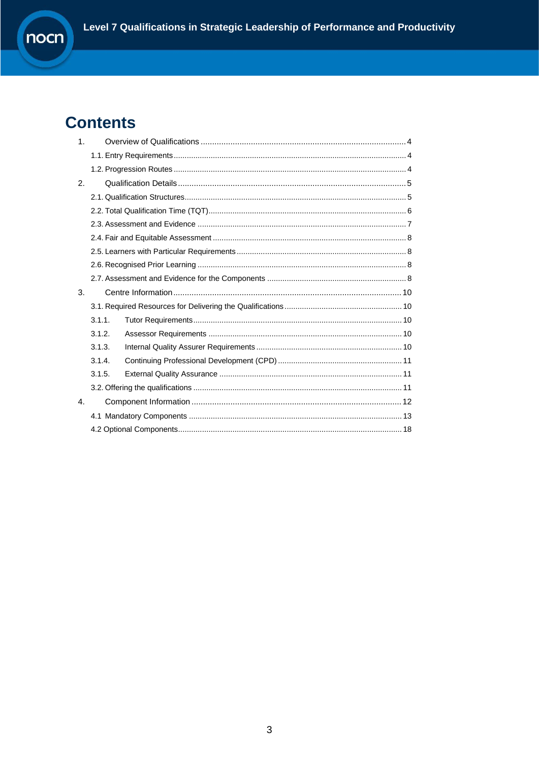# Contents

1. Overview of Qualifications .......... 4
   - 1.1. Entry Requirements .......... 4
   - 1.2. Progression Routes .......... 4
2. Qualification Details .......... 5
   - 2.1. Qualification Structures .......... 5
   - 2.2. Total Qualification Time (TQT) .......... 6
   - 2.3. Assessment and Evidence .......... 7
   - 2.4. Fair and Equitable Assessment .......... 8
   - 2.5. Learners with Particular Requirements .......... 8
   - 2.6. Recognised Prior Learning .......... 8
   - 2.7. Assessment and Evidence for the Components .......... 8
3. Centre Information .......... 10
   - 3.1. Required Resources for Delivering the Qualifications .......... 10
     - 3.1.1. Tutor Requirements .......... 10
     - 3.1.2. Assessor Requirements .......... 10
     - 3.1.3. Internal Quality Assurer Requirements .......... 10
     - 3.1.4. Continuing Professional Development (CPD) .......... 11
     - 3.1.5. External Quality Assurance .......... 11
   - 3.2. Offering the qualifications .......... 11
4. Component Information .......... 12
   - 4.1 Mandatory Components .......... 13
   - 4.2 Optional Components .......... 18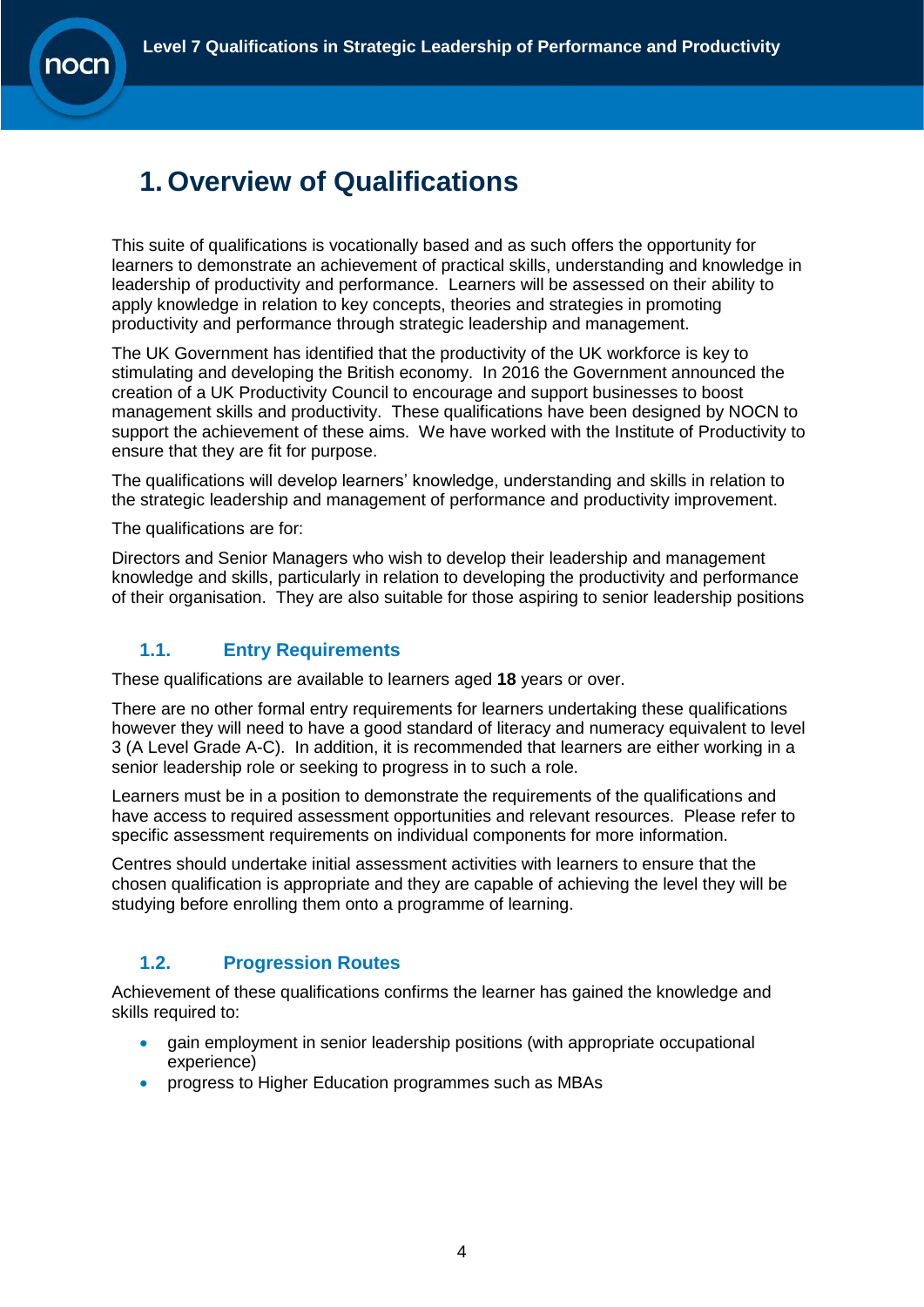# 1. Overview of Qualifications

This suite of qualifications is vocationally based and as such offers the opportunity for learners to demonstrate an achievement of practical skills, understanding and knowledge in leadership of productivity and performance. Learners will be assessed on their ability to apply knowledge in relation to key concepts, theories and strategies in promoting productivity and performance through strategic leadership and management.

The UK Government has identified that the productivity of the UK workforce is key to stimulating and developing the British economy. In 2016 the Government announced the creation of a UK Productivity Council to encourage and support businesses to boost management skills and productivity. These qualifications have been designed by NOCN to support the achievement of these aims. We have worked with the Institute of Productivity to ensure that they are fit for purpose.

The qualifications will develop learners' knowledge, understanding and skills in relation to the strategic leadership and management of performance and productivity improvement.

The qualifications are for:

Directors and Senior Managers who wish to develop their leadership and management knowledge and skills, particularly in relation to developing the productivity and performance of their organisation. They are also suitable for those aspiring to senior leadership positions

## 1.1. Entry Requirements

These qualifications are available to learners aged **18** years or over.

There are no other formal entry requirements for learners undertaking these qualifications however they will need to have a good standard of literacy and numeracy equivalent to level 3 (A Level Grade A-C). In addition, it is recommended that learners are either working in a senior leadership role or seeking to progress in to such a role.

Learners must be in a position to demonstrate the requirements of the qualifications and have access to required assessment opportunities and relevant resources. Please refer to specific assessment requirements on individual components for more information.

Centres should undertake initial assessment activities with learners to ensure that the chosen qualification is appropriate and they are capable of achieving the level they will be studying before enrolling them onto a programme of learning.

## 1.2. Progression Routes

Achievement of these qualifications confirms the learner has gained the knowledge and skills required to:

- gain employment in senior leadership positions (with appropriate occupational experience)
- progress to Higher Education programmes such as MBAs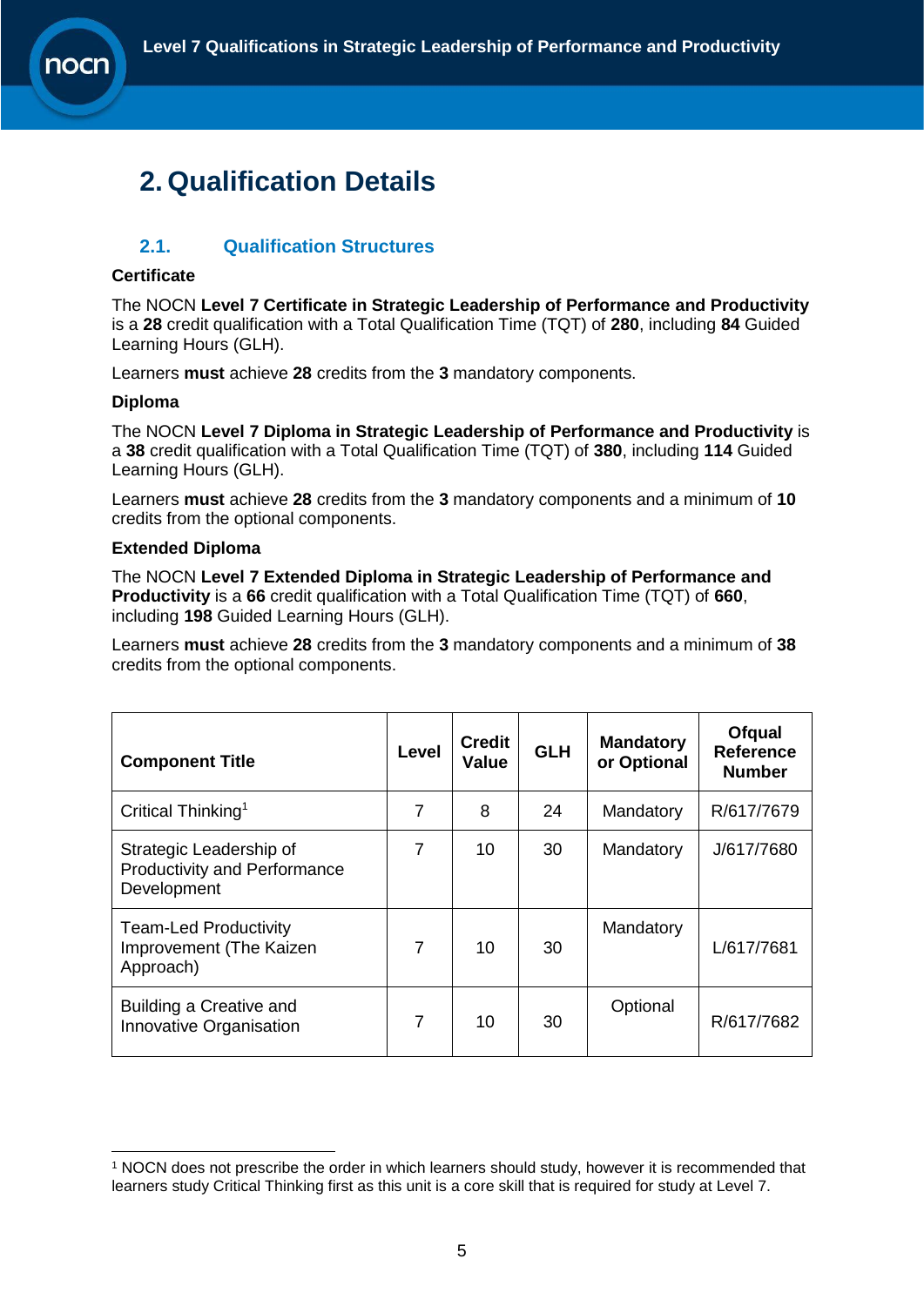# 2. Qualification Details

## 2.1. Qualification Structures

**Certificate**

The NOCN **Level 7 Certificate in Strategic Leadership of Performance and Productivity** is a **28** credit qualification with a Total Qualification Time (TQT) of **280**, including **84** Guided Learning Hours (GLH).

Learners **must** achieve **28** credits from the **3** mandatory components.

**Diploma**

The NOCN **Level 7 Diploma in Strategic Leadership of Performance and Productivity** is a **38** credit qualification with a Total Qualification Time (TQT) of **380**, including **114** Guided Learning Hours (GLH).

Learners **must** achieve **28** credits from the **3** mandatory components and a minimum of **10** credits from the optional components.

**Extended Diploma**

The NOCN **Level 7 Extended Diploma in Strategic Leadership of Performance and Productivity** is a **66** credit qualification with a Total Qualification Time (TQT) of **660**, including **198** Guided Learning Hours (GLH).

Learners **must** achieve **28** credits from the **3** mandatory components and a minimum of **38** credits from the optional components.

| Component Title | Level | Credit Value | GLH | Mandatory or Optional | Ofqual Reference Number |
|---|---|---|---|---|---|
| Critical Thinking[1] | 7 | 8 | 24 | Mandatory | R/617/7679 |
| Strategic Leadership of Productivity and Performance Development | 7 | 10 | 30 | Mandatory | J/617/7680 |
| Team-Led Productivity Improvement (The Kaizen Approach) | 7 | 10 | 30 | Mandatory | L/617/7681 |
| Building a Creative and Innovative Organisation | 7 | 10 | 30 | Optional | R/617/7682 |

[1] NOCN does not prescribe the order in which learners should study, however it is recommended that learners study Critical Thinking first as this unit is a core skill that is required for study at Level 7.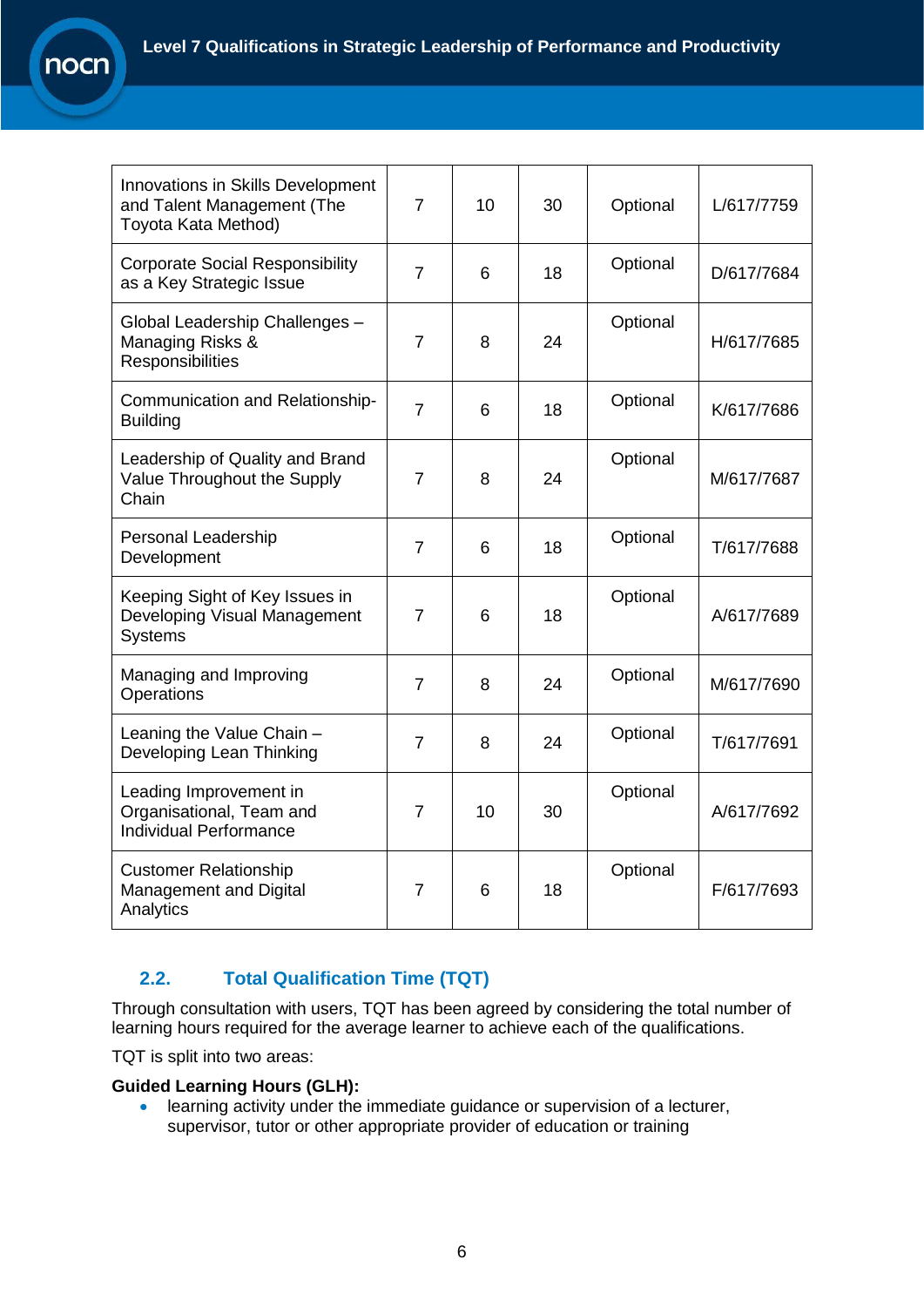| | | | | | |
|---|---|---|---|---|---|
| Innovations in Skills Development and Talent Management (The Toyota Kata Method) | 7 | 10 | 30 | Optional | L/617/7759 |
| Corporate Social Responsibility as a Key Strategic Issue | 7 | 6 | 18 | Optional | D/617/7684 |
| Global Leadership Challenges – Managing Risks & Responsibilities | 7 | 8 | 24 | Optional | H/617/7685 |
| Communication and Relationship-Building | 7 | 6 | 18 | Optional | K/617/7686 |
| Leadership of Quality and Brand Value Throughout the Supply Chain | 7 | 8 | 24 | Optional | M/617/7687 |
| Personal Leadership Development | 7 | 6 | 18 | Optional | T/617/7688 |
| Keeping Sight of Key Issues in Developing Visual Management Systems | 7 | 6 | 18 | Optional | A/617/7689 |
| Managing and Improving Operations | 7 | 8 | 24 | Optional | M/617/7690 |
| Leaning the Value Chain – Developing Lean Thinking | 7 | 8 | 24 | Optional | T/617/7691 |
| Leading Improvement in Organisational, Team and Individual Performance | 7 | 10 | 30 | Optional | A/617/7692 |
| Customer Relationship Management and Digital Analytics | 7 | 6 | 18 | Optional | F/617/7693 |

## 2.2. Total Qualification Time (TQT)

Through consultation with users, TQT has been agreed by considering the total number of learning hours required for the average learner to achieve each of the qualifications.

TQT is split into two areas:

**Guided Learning Hours (GLH):**

- learning activity under the immediate guidance or supervision of a lecturer, supervisor, tutor or other appropriate provider of education or training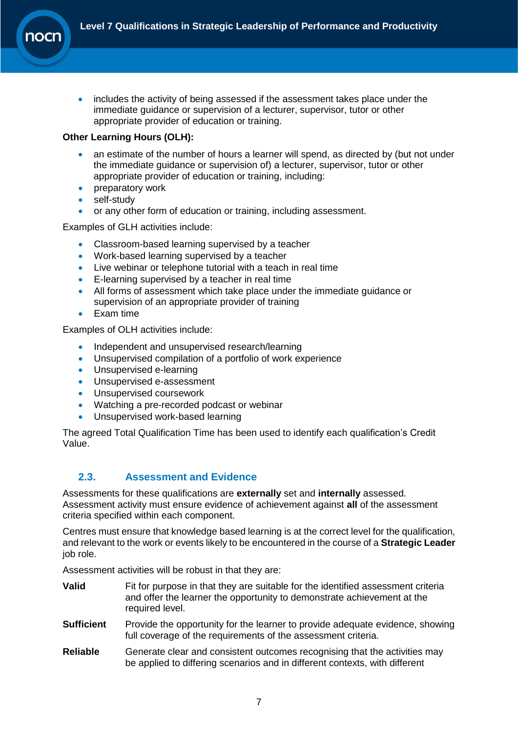- includes the activity of being assessed if the assessment takes place under the immediate guidance or supervision of a lecturer, supervisor, tutor or other appropriate provider of education or training.

**Other Learning Hours (OLH):**

- an estimate of the number of hours a learner will spend, as directed by (but not under the immediate guidance or supervision of) a lecturer, supervisor, tutor or other appropriate provider of education or training, including:
- preparatory work
- self-study
- or any other form of education or training, including assessment.

Examples of GLH activities include:

- Classroom-based learning supervised by a teacher
- Work-based learning supervised by a teacher
- Live webinar or telephone tutorial with a teach in real time
- E-learning supervised by a teacher in real time
- All forms of assessment which take place under the immediate guidance or supervision of an appropriate provider of training
- Exam time

Examples of OLH activities include:

- Independent and unsupervised research/learning
- Unsupervised compilation of a portfolio of work experience
- Unsupervised e-learning
- Unsupervised e-assessment
- Unsupervised coursework
- Watching a pre-recorded podcast or webinar
- Unsupervised work-based learning

The agreed Total Qualification Time has been used to identify each qualification's Credit Value.

## 2.3. Assessment and Evidence

Assessments for these qualifications are **externally** set and **internally** assessed. Assessment activity must ensure evidence of achievement against **all** of the assessment criteria specified within each component.

Centres must ensure that knowledge based learning is at the correct level for the qualification, and relevant to the work or events likely to be encountered in the course of a **Strategic Leader** job role.

Assessment activities will be robust in that they are:

**Valid** Fit for purpose in that they are suitable for the identified assessment criteria and offer the learner the opportunity to demonstrate achievement at the required level.

**Sufficient** Provide the opportunity for the learner to provide adequate evidence, showing full coverage of the requirements of the assessment criteria.

**Reliable** Generate clear and consistent outcomes recognising that the activities may be applied to differing scenarios and in different contexts, with different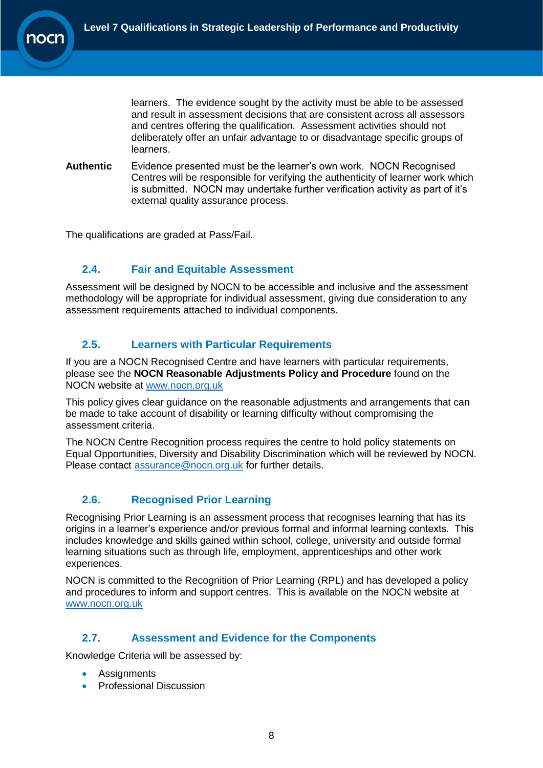learners. The evidence sought by the activity must be able to be assessed and result in assessment decisions that are consistent across all assessors and centres offering the qualification. Assessment activities should not deliberately offer an unfair advantage to or disadvantage specific groups of learners.

**Authentic** Evidence presented must be the learner's own work. NOCN Recognised Centres will be responsible for verifying the authenticity of learner work which is submitted. NOCN may undertake further verification activity as part of it's external quality assurance process.

The qualifications are graded at Pass/Fail.

## 2.4. Fair and Equitable Assessment

Assessment will be designed by NOCN to be accessible and inclusive and the assessment methodology will be appropriate for individual assessment, giving due consideration to any assessment requirements attached to individual components.

## 2.5. Learners with Particular Requirements

If you are a NOCN Recognised Centre and have learners with particular requirements, please see the **NOCN Reasonable Adjustments Policy and Procedure** found on the NOCN website at www.nocn.org.uk

This policy gives clear guidance on the reasonable adjustments and arrangements that can be made to take account of disability or learning difficulty without compromising the assessment criteria.

The NOCN Centre Recognition process requires the centre to hold policy statements on Equal Opportunities, Diversity and Disability Discrimination which will be reviewed by NOCN. Please contact assurance@nocn.org.uk for further details.

## 2.6. Recognised Prior Learning

Recognising Prior Learning is an assessment process that recognises learning that has its origins in a learner's experience and/or previous formal and informal learning contexts. This includes knowledge and skills gained within school, college, university and outside formal learning situations such as through life, employment, apprenticeships and other work experiences.

NOCN is committed to the Recognition of Prior Learning (RPL) and has developed a policy and procedures to inform and support centres. This is available on the NOCN website at www.nocn.org.uk

## 2.7. Assessment and Evidence for the Components

Knowledge Criteria will be assessed by:

- Assignments
- Professional Discussion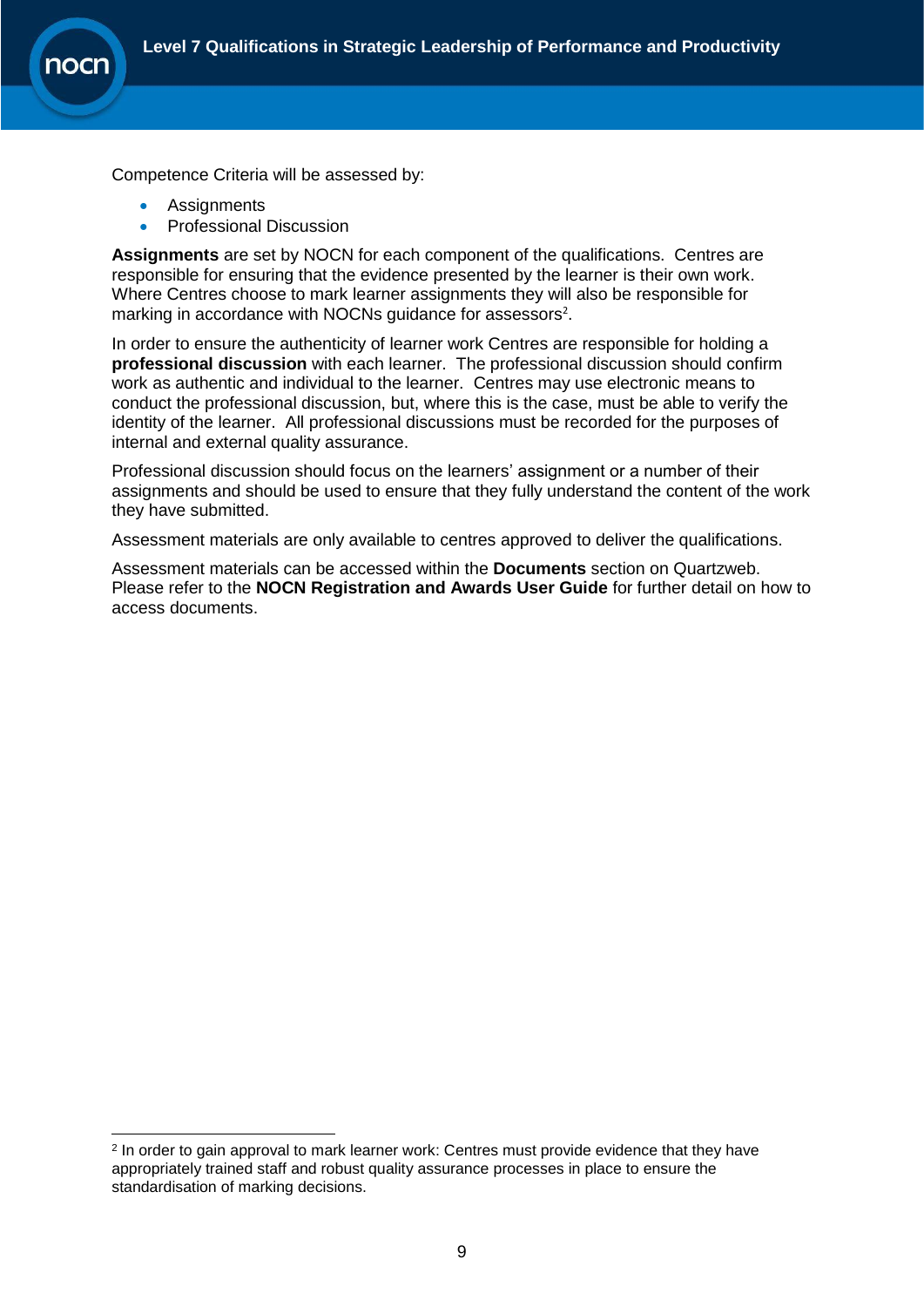Competence Criteria will be assessed by:

- Assignments
- Professional Discussion

**Assignments** are set by NOCN for each component of the qualifications. Centres are responsible for ensuring that the evidence presented by the learner is their own work. Where Centres choose to mark learner assignments they will also be responsible for marking in accordance with NOCNs guidance for assessors[2].

In order to ensure the authenticity of learner work Centres are responsible for holding a **professional discussion** with each learner. The professional discussion should confirm work as authentic and individual to the learner. Centres may use electronic means to conduct the professional discussion, but, where this is the case, must be able to verify the identity of the learner. All professional discussions must be recorded for the purposes of internal and external quality assurance.

Professional discussion should focus on the learners' assignment or a number of their assignments and should be used to ensure that they fully understand the content of the work they have submitted.

Assessment materials are only available to centres approved to deliver the qualifications.

Assessment materials can be accessed within the **Documents** section on Quartzweb. Please refer to the **NOCN Registration and Awards User Guide** for further detail on how to access documents.

[2] In order to gain approval to mark learner work: Centres must provide evidence that they have appropriately trained staff and robust quality assurance processes in place to ensure the standardisation of marking decisions.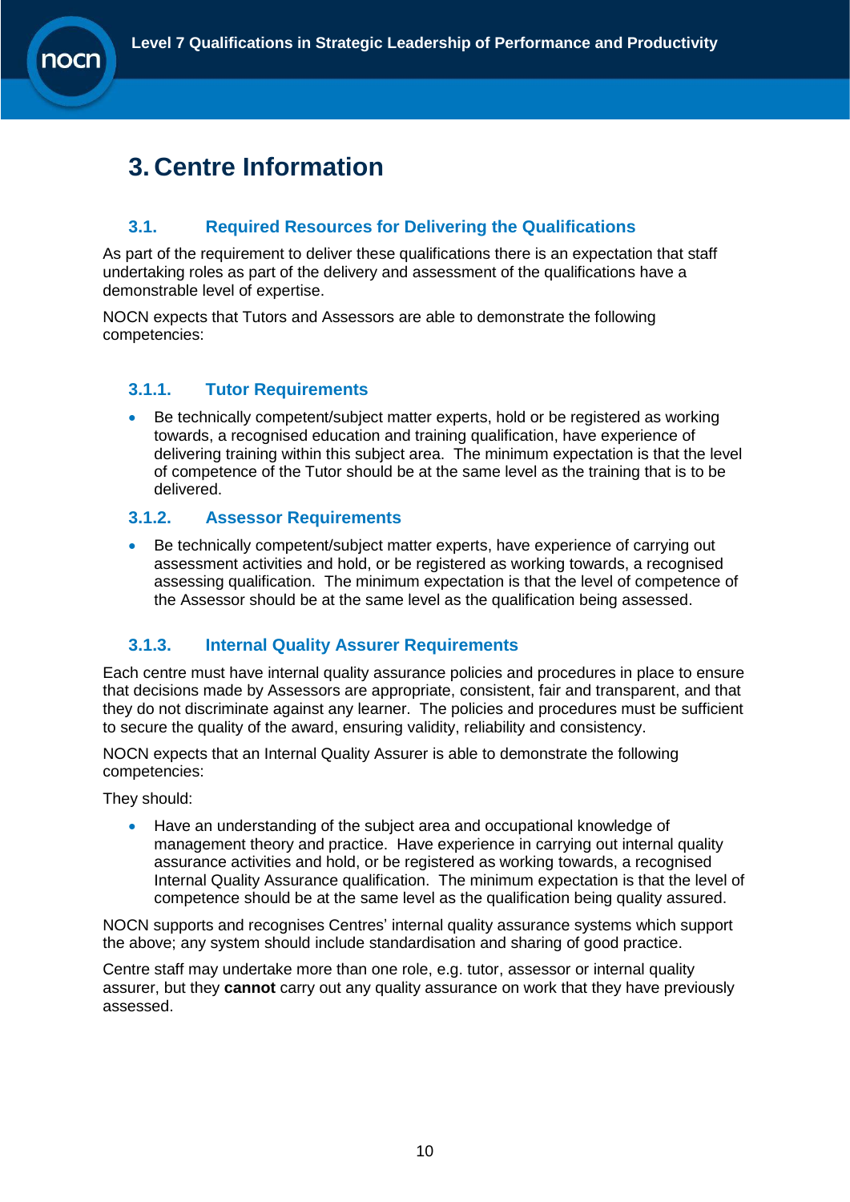# 3. Centre Information

## 3.1. Required Resources for Delivering the Qualifications

As part of the requirement to deliver these qualifications there is an expectation that staff undertaking roles as part of the delivery and assessment of the qualifications have a demonstrable level of expertise.

NOCN expects that Tutors and Assessors are able to demonstrate the following competencies:

### 3.1.1. Tutor Requirements

- Be technically competent/subject matter experts, hold or be registered as working towards, a recognised education and training qualification, have experience of delivering training within this subject area. The minimum expectation is that the level of competence of the Tutor should be at the same level as the training that is to be delivered.

### 3.1.2. Assessor Requirements

- Be technically competent/subject matter experts, have experience of carrying out assessment activities and hold, or be registered as working towards, a recognised assessing qualification. The minimum expectation is that the level of competence of the Assessor should be at the same level as the qualification being assessed.

### 3.1.3. Internal Quality Assurer Requirements

Each centre must have internal quality assurance policies and procedures in place to ensure that decisions made by Assessors are appropriate, consistent, fair and transparent, and that they do not discriminate against any learner. The policies and procedures must be sufficient to secure the quality of the award, ensuring validity, reliability and consistency.

NOCN expects that an Internal Quality Assurer is able to demonstrate the following competencies:

They should:

- Have an understanding of the subject area and occupational knowledge of management theory and practice. Have experience in carrying out internal quality assurance activities and hold, or be registered as working towards, a recognised Internal Quality Assurance qualification. The minimum expectation is that the level of competence should be at the same level as the qualification being quality assured.

NOCN supports and recognises Centres' internal quality assurance systems which support the above; any system should include standardisation and sharing of good practice.

Centre staff may undertake more than one role, e.g. tutor, assessor or internal quality assurer, but they **cannot** carry out any quality assurance on work that they have previously assessed.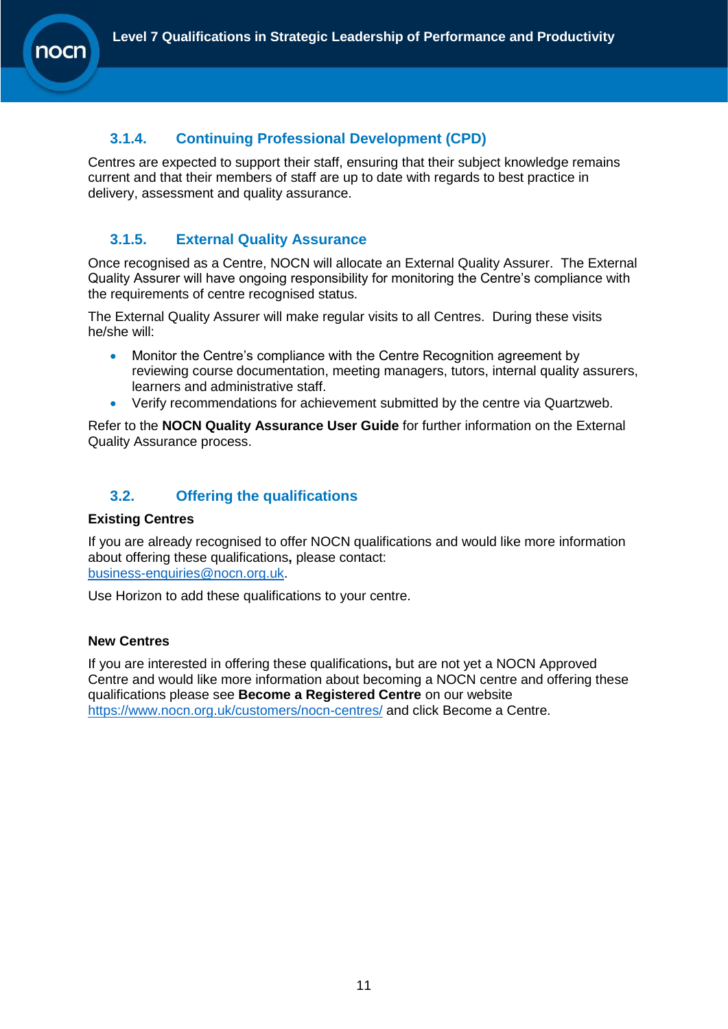### 3.1.4. Continuing Professional Development (CPD)

Centres are expected to support their staff, ensuring that their subject knowledge remains current and that their members of staff are up to date with regards to best practice in delivery, assessment and quality assurance.

### 3.1.5. External Quality Assurance

Once recognised as a Centre, NOCN will allocate an External Quality Assurer. The External Quality Assurer will have ongoing responsibility for monitoring the Centre's compliance with the requirements of centre recognised status.

The External Quality Assurer will make regular visits to all Centres. During these visits he/she will:

- Monitor the Centre's compliance with the Centre Recognition agreement by reviewing course documentation, meeting managers, tutors, internal quality assurers, learners and administrative staff.
- Verify recommendations for achievement submitted by the centre via Quartzweb.

Refer to the **NOCN Quality Assurance User Guide** for further information on the External Quality Assurance process.

## 3.2. Offering the qualifications

**Existing Centres**

If you are already recognised to offer NOCN qualifications and would like more information about offering these qualifications**,** please contact: business-enquiries@nocn.org.uk.

Use Horizon to add these qualifications to your centre.

**New Centres**

If you are interested in offering these qualifications**,** but are not yet a NOCN Approved Centre and would like more information about becoming a NOCN centre and offering these qualifications please see **Become a Registered Centre** on our website https://www.nocn.org.uk/customers/nocn-centres/ and click Become a Centre.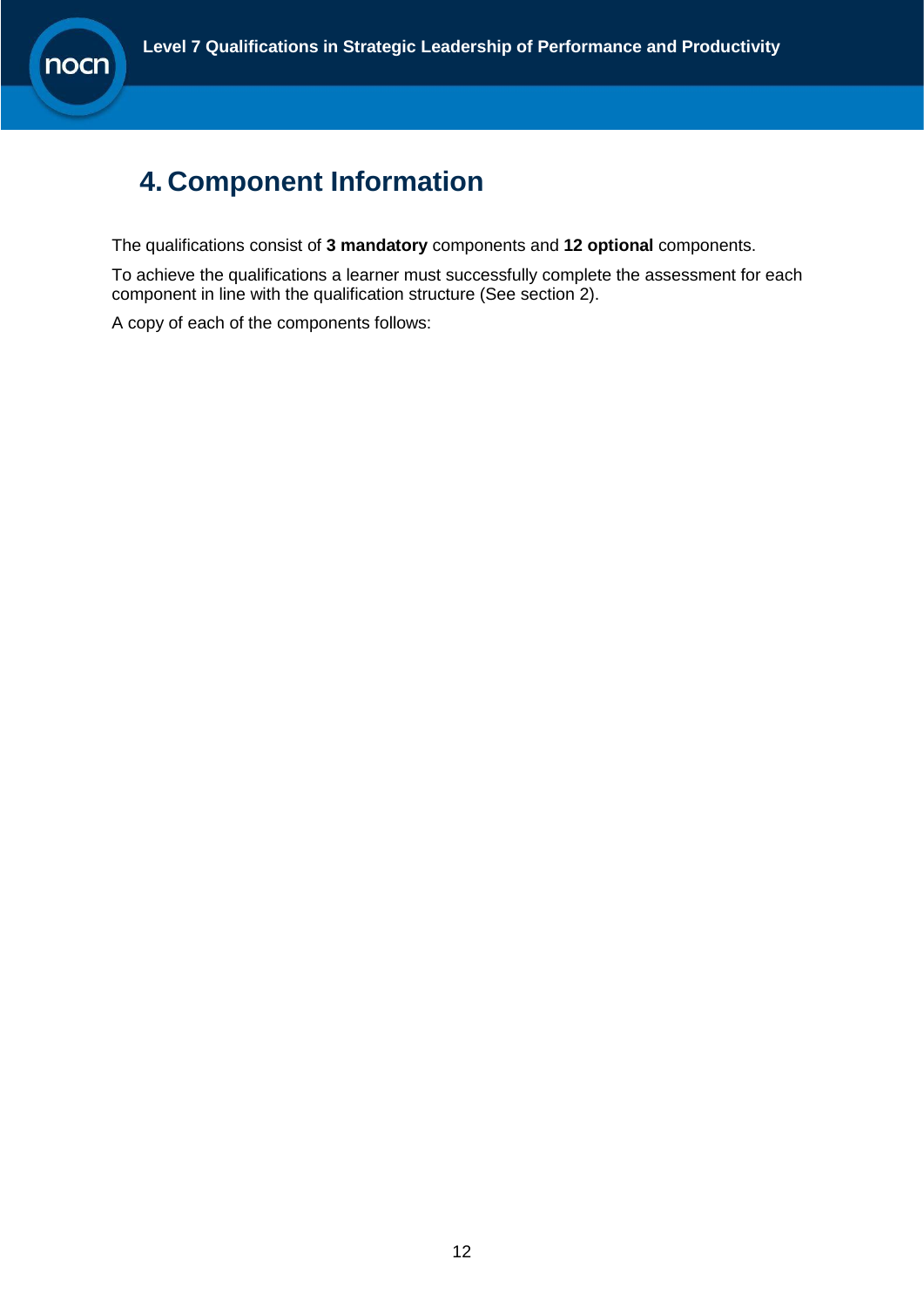# 4. Component Information

The qualifications consist of **3 mandatory** components and **12 optional** components.

To achieve the qualifications a learner must successfully complete the assessment for each component in line with the qualification structure (See section 2).

A copy of each of the components follows: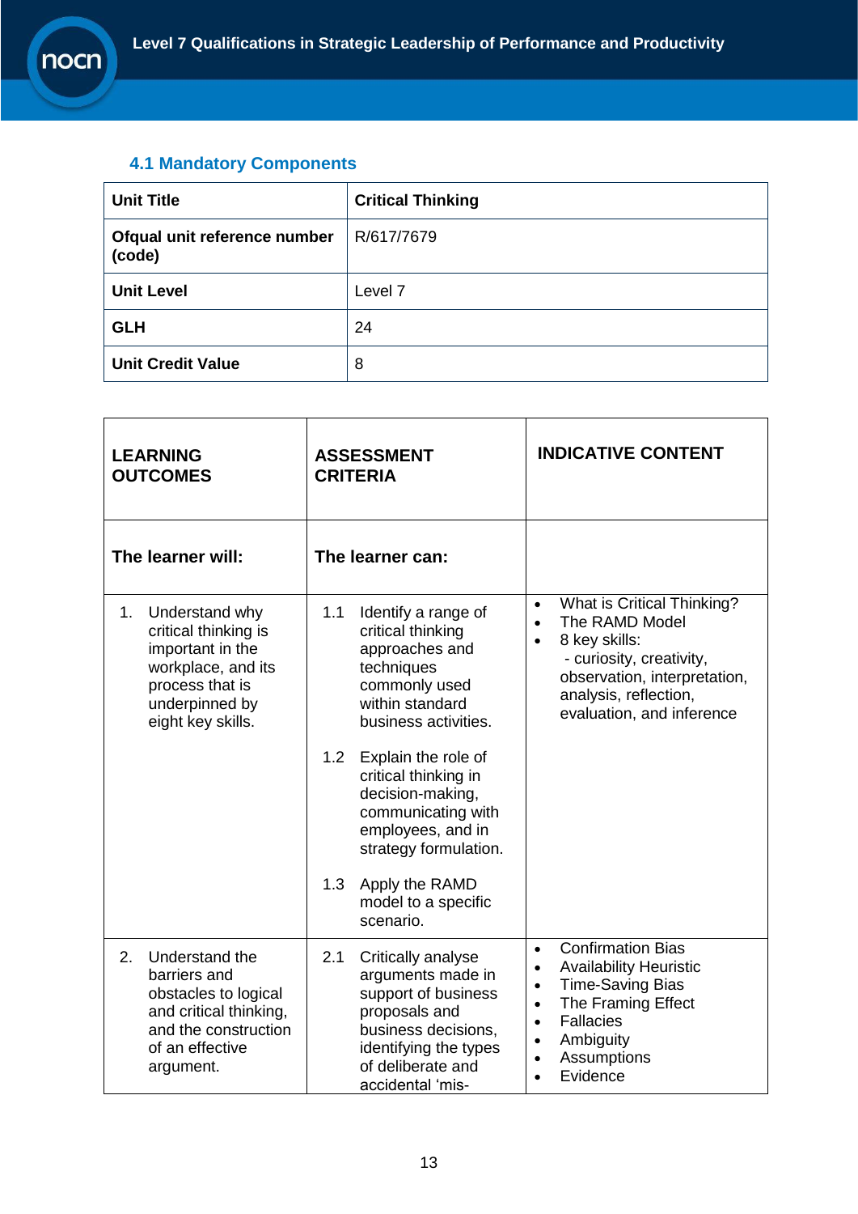## 4.1 Mandatory Components

| Unit Title | Critical Thinking |
|---|---|
| Ofqual unit reference number (code) | R/617/7679 |
| Unit Level | Level 7 |
| GLH | 24 |
| Unit Credit Value | 8 |

| LEARNING OUTCOMES | ASSESSMENT CRITERIA | INDICATIVE CONTENT |
|---|---|---|
| **The learner will:** | **The learner can:** | |
| 1. Understand why critical thinking is important in the workplace, and its process that is underpinned by eight key skills. | 1.1 Identify a range of critical thinking approaches and techniques commonly used within standard business activities.<br><br>1.2 Explain the role of critical thinking in decision-making, communicating with employees, and in strategy formulation.<br><br>1.3 Apply the RAMD model to a specific scenario. | • What is Critical Thinking?<br>• The RAMD Model<br>• 8 key skills:<br>- curiosity, creativity, observation, interpretation, analysis, reflection, evaluation, and inference |
| 2. Understand the barriers and obstacles to logical and critical thinking, and the construction of an effective argument. | 2.1 Critically analyse arguments made in support of business proposals and business decisions, identifying the types of deliberate and accidental 'mis- | • Confirmation Bias<br>• Availability Heuristic<br>• Time-Saving Bias<br>• The Framing Effect<br>• Fallacies<br>• Ambiguity<br>• Assumptions<br>• Evidence |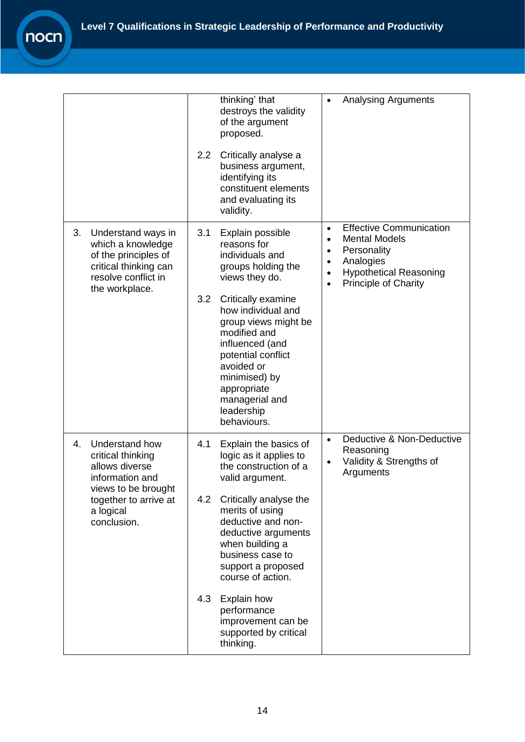| | | |
|---|---|---|
| | thinking' that destroys the validity of the argument proposed.<br><br>2.2 Critically analyse a business argument, identifying its constituent elements and evaluating its validity. | • Analysing Arguments |
| 3. Understand ways in which a knowledge of the principles of critical thinking can resolve conflict in the workplace. | 3.1 Explain possible reasons for individuals and groups holding the views they do.<br><br>3.2 Critically examine how individual and group views might be modified and influenced (and potential conflict avoided or minimised) by appropriate managerial and leadership behaviours. | • Effective Communication<br>• Mental Models<br>• Personality<br>• Analogies<br>• Hypothetical Reasoning<br>• Principle of Charity |
| 4. Understand how critical thinking allows diverse information and views to be brought together to arrive at a logical conclusion. | 4.1 Explain the basics of logic as it applies to the construction of a valid argument.<br><br>4.2 Critically analyse the merits of using deductive and non-deductive arguments when building a business case to support a proposed course of action.<br><br>4.3 Explain how performance improvement can be supported by critical thinking. | • Deductive & Non-Deductive Reasoning<br>• Validity & Strengths of Arguments |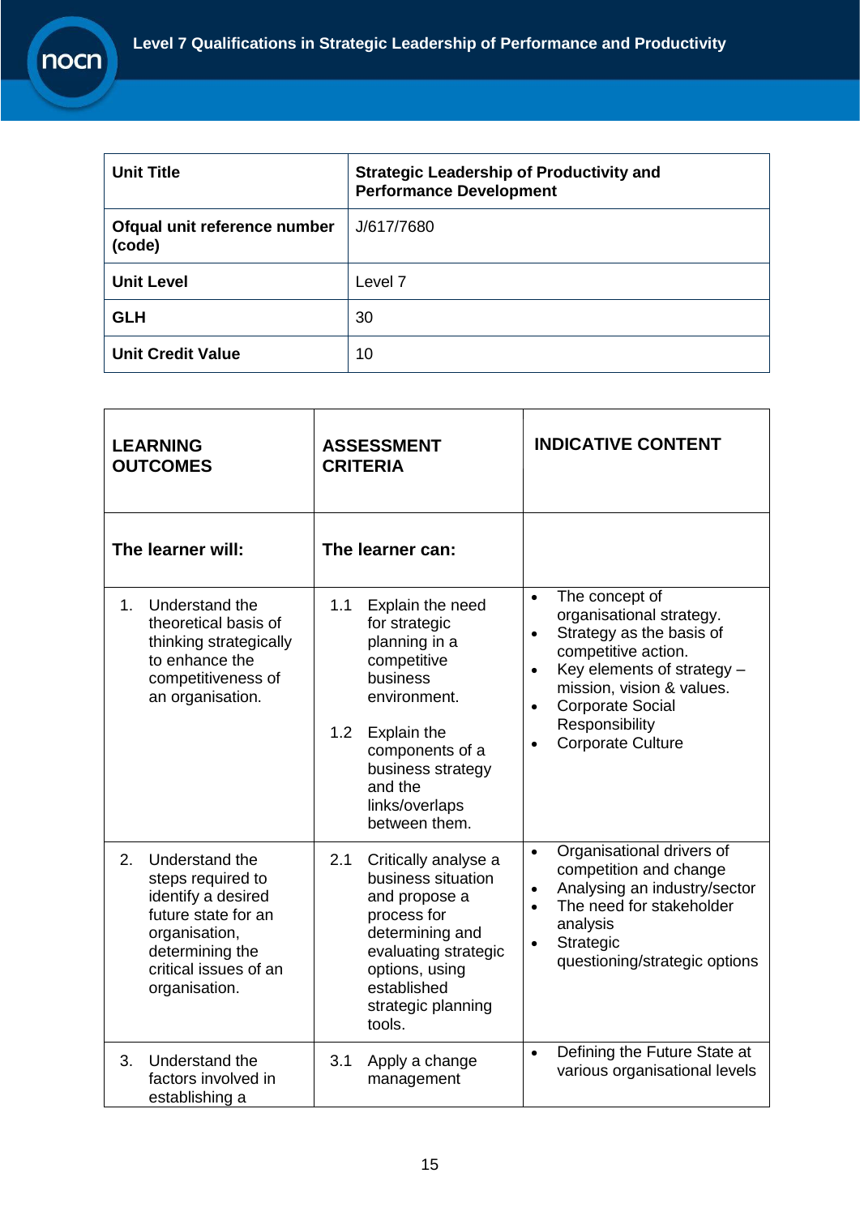| Unit Title | Strategic Leadership of Productivity and Performance Development |
|---|---|
| Ofqual unit reference number (code) | J/617/7680 |
| Unit Level | Level 7 |
| GLH | 30 |
| Unit Credit Value | 10 |

| LEARNING OUTCOMES | ASSESSMENT CRITERIA | INDICATIVE CONTENT |
|---|---|---|
| **The learner will:** | **The learner can:** | |
| 1. Understand the theoretical basis of thinking strategically to enhance the competitiveness of an organisation. | 1.1 Explain the need for strategic planning in a competitive business environment.<br><br>1.2 Explain the components of a business strategy and the links/overlaps between them. | • The concept of organisational strategy.<br>• Strategy as the basis of competitive action.<br>• Key elements of strategy – mission, vision & values.<br>• Corporate Social Responsibility<br>• Corporate Culture |
| 2. Understand the steps required to identify a desired future state for an organisation, determining the critical issues of an organisation. | 2.1 Critically analyse a business situation and propose a process for determining and evaluating strategic options, using established strategic planning tools. | • Organisational drivers of competition and change<br>• Analysing an industry/sector<br>• The need for stakeholder analysis<br>• Strategic questioning/strategic options |
| 3. Understand the factors involved in establishing a | 3.1 Apply a change management | • Defining the Future State at various organisational levels |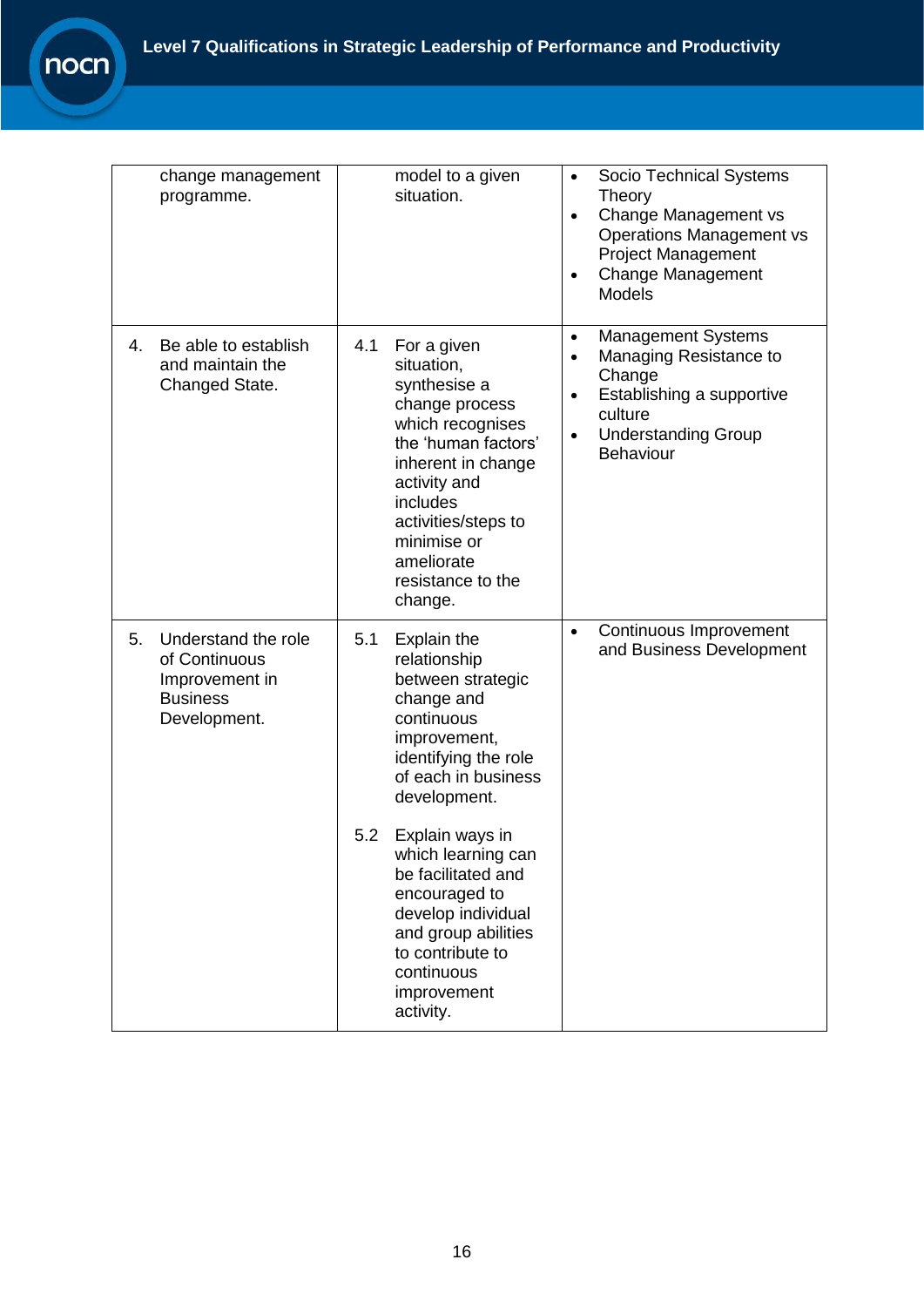| | | |
|---|---|---|
| change management programme. | model to a given situation. | • Socio Technical Systems Theory<br>• Change Management vs Operations Management vs Project Management<br>• Change Management Models |
| 4. Be able to establish and maintain the Changed State. | 4.1 For a given situation, synthesise a change process which recognises the 'human factors' inherent in change activity and includes activities/steps to minimise or ameliorate resistance to the change. | • Management Systems<br>• Managing Resistance to Change<br>• Establishing a supportive culture<br>• Understanding Group Behaviour |
| 5. Understand the role of Continuous Improvement in Business Development. | 5.1 Explain the relationship between strategic change and continuous improvement, identifying the role of each in business development.<br><br>5.2 Explain ways in which learning can be facilitated and encouraged to develop individual and group abilities to contribute to continuous improvement activity. | • Continuous Improvement and Business Development |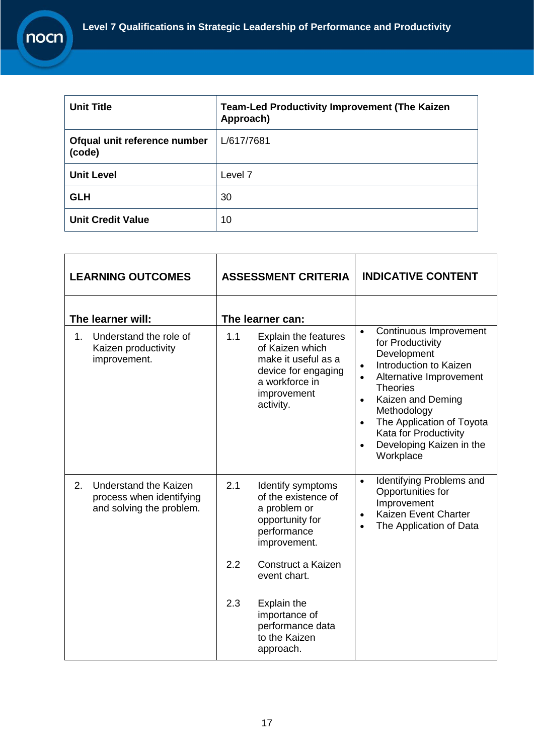| Unit Title | Team-Led Productivity Improvement (The Kaizen Approach) |
|---|---|
| Ofqual unit reference number (code) | L/617/7681 |
| Unit Level | Level 7 |
| GLH | 30 |
| Unit Credit Value | 10 |

| LEARNING OUTCOMES | ASSESSMENT CRITERIA | INDICATIVE CONTENT |
|---|---|---|
| **The learner will:** | **The learner can:** | |
| 1. Understand the role of Kaizen productivity improvement. | 1.1 Explain the features of Kaizen which make it useful as a device for engaging a workforce in improvement activity. | • Continuous Improvement for Productivity Development<br>• Introduction to Kaizen<br>• Alternative Improvement Theories<br>• Kaizen and Deming Methodology<br>• The Application of Toyota Kata for Productivity<br>• Developing Kaizen in the Workplace |
| 2. Understand the Kaizen process when identifying and solving the problem. | 2.1 Identify symptoms of the existence of a problem or opportunity for performance improvement.<br><br>2.2 Construct a Kaizen event chart.<br><br>2.3 Explain the importance of performance data to the Kaizen approach. | • Identifying Problems and Opportunities for Improvement<br>• Kaizen Event Charter<br>• The Application of Data |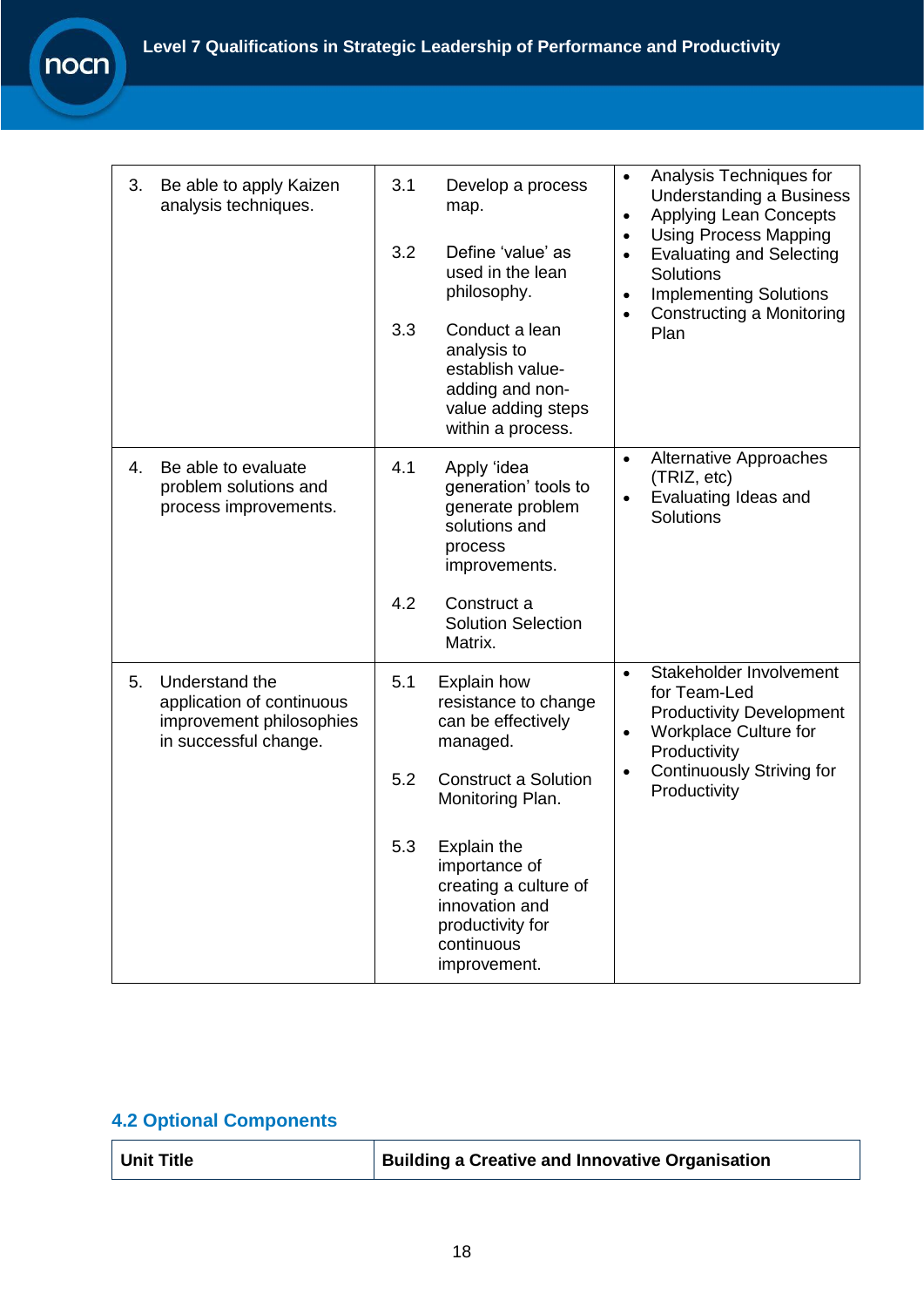| | | |
|---|---|---|
| 3. Be able to apply Kaizen analysis techniques. | 3.1 Develop a process map.<br><br>3.2 Define 'value' as used in the lean philosophy.<br><br>3.3 Conduct a lean analysis to establish value-adding and non-value adding steps within a process. | • Analysis Techniques for Understanding a Business<br>• Applying Lean Concepts<br>• Using Process Mapping<br>• Evaluating and Selecting Solutions<br>• Implementing Solutions<br>• Constructing a Monitoring Plan |
| 4. Be able to evaluate problem solutions and process improvements. | 4.1 Apply 'idea generation' tools to generate problem solutions and process improvements.<br><br>4.2 Construct a Solution Selection Matrix. | • Alternative Approaches (TRIZ, etc)<br>• Evaluating Ideas and Solutions |
| 5. Understand the application of continuous improvement philosophies in successful change. | 5.1 Explain how resistance to change can be effectively managed.<br><br>5.2 Construct a Solution Monitoring Plan.<br><br>5.3 Explain the importance of creating a culture of innovation and productivity for continuous improvement. | • Stakeholder Involvement for Team-Led Productivity Development<br>• Workplace Culture for Productivity<br>• Continuously Striving for Productivity |

## 4.2 Optional Components

| **Unit Title** | **Building a Creative and Innovative Organisation** |
|---|---|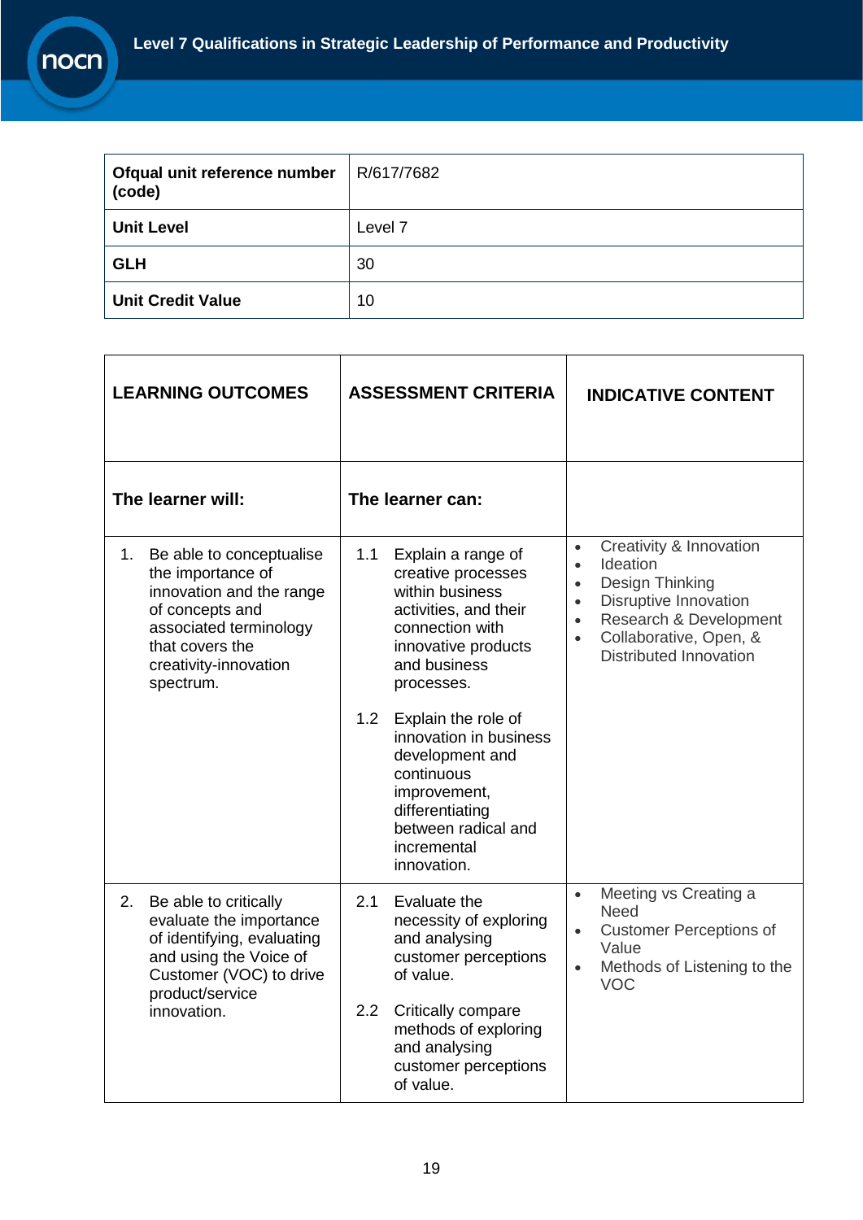| Ofqual unit reference number (code) | R/617/7682 |
|---|---|
| **Unit Level** | Level 7 |
| **GLH** | 30 |
| **Unit Credit Value** | 10 |

| LEARNING OUTCOMES | ASSESSMENT CRITERIA | INDICATIVE CONTENT |
|---|---|---|
| **The learner will:** | **The learner can:** | |
| 1. Be able to conceptualise the importance of innovation and the range of concepts and associated terminology that covers the creativity-innovation spectrum. | 1.1 Explain a range of creative processes within business activities, and their connection with innovative products and business processes.<br><br>1.2 Explain the role of innovation in business development and continuous improvement, differentiating between radical and incremental innovation. | • Creativity & Innovation<br>• Ideation<br>• Design Thinking<br>• Disruptive Innovation<br>• Research & Development<br>• Collaborative, Open, & Distributed Innovation |
| 2. Be able to critically evaluate the importance of identifying, evaluating and using the Voice of Customer (VOC) to drive product/service innovation. | 2.1 Evaluate the necessity of exploring and analysing customer perceptions of value.<br><br>2.2 Critically compare methods of exploring and analysing customer perceptions of value. | • Meeting vs Creating a Need<br>• Customer Perceptions of Value<br>• Methods of Listening to the VOC |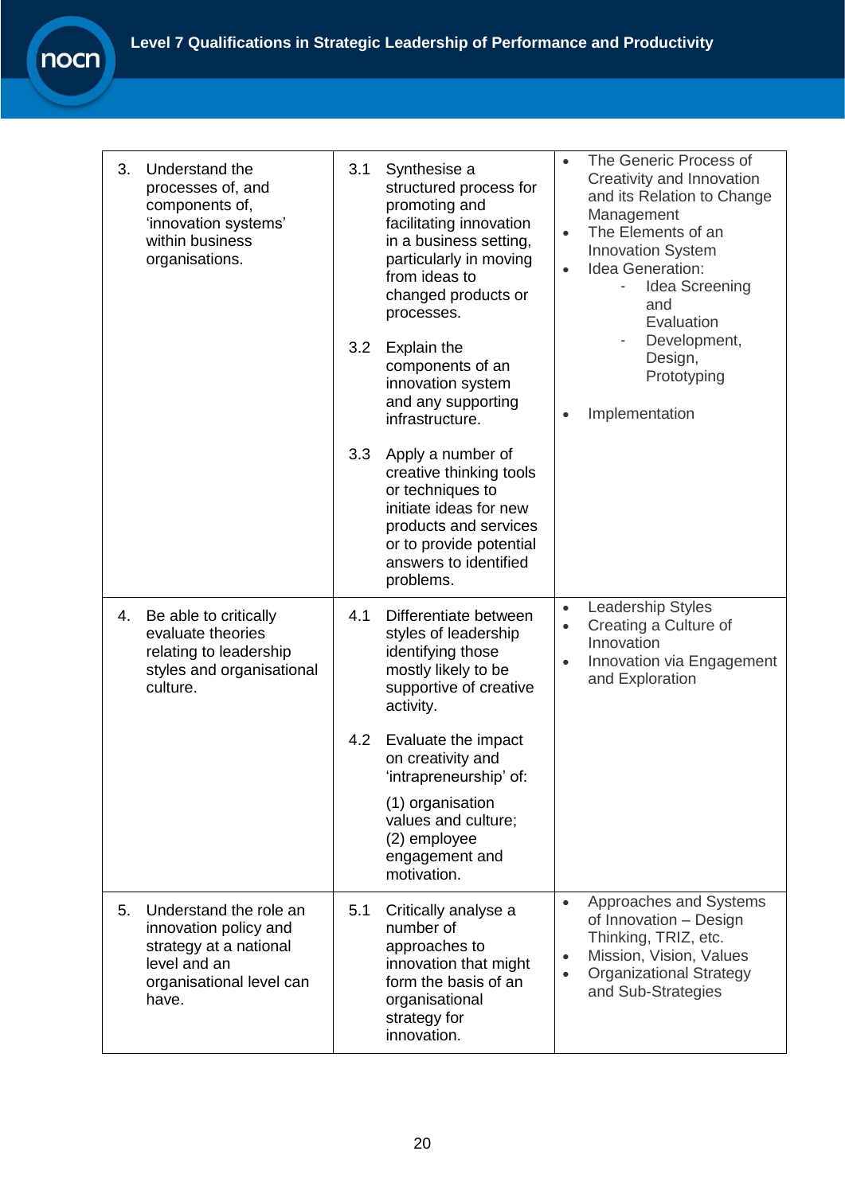| | | |
|---|---|---|
| 3. Understand the processes of, and components of, 'innovation systems' within business organisations. | 3.1 Synthesise a structured process for promoting and facilitating innovation in a business setting, particularly in moving from ideas to changed products or processes.<br><br>3.2 Explain the components of an innovation system and any supporting infrastructure.<br><br>3.3 Apply a number of creative thinking tools or techniques to initiate ideas for new products and services or to provide potential answers to identified problems. | • The Generic Process of Creativity and Innovation and its Relation to Change Management<br>• The Elements of an Innovation System<br>• Idea Generation:<br>&nbsp;&nbsp;- Idea Screening and Evaluation<br>&nbsp;&nbsp;- Development, Design, Prototyping<br>• Implementation |
| 4. Be able to critically evaluate theories relating to leadership styles and organisational culture. | 4.1 Differentiate between styles of leadership identifying those mostly likely to be supportive of creative activity.<br><br>4.2 Evaluate the impact on creativity and 'intrapreneurship' of:<br>(1) organisation values and culture;<br>(2) employee engagement and motivation. | • Leadership Styles<br>• Creating a Culture of Innovation<br>• Innovation via Engagement and Exploration |
| 5. Understand the role an innovation policy and strategy at a national level and an organisational level can have. | 5.1 Critically analyse a number of approaches to innovation that might form the basis of an organisational strategy for innovation. | • Approaches and Systems of Innovation – Design Thinking, TRIZ, etc.<br>• Mission, Vision, Values<br>• Organizational Strategy and Sub-Strategies |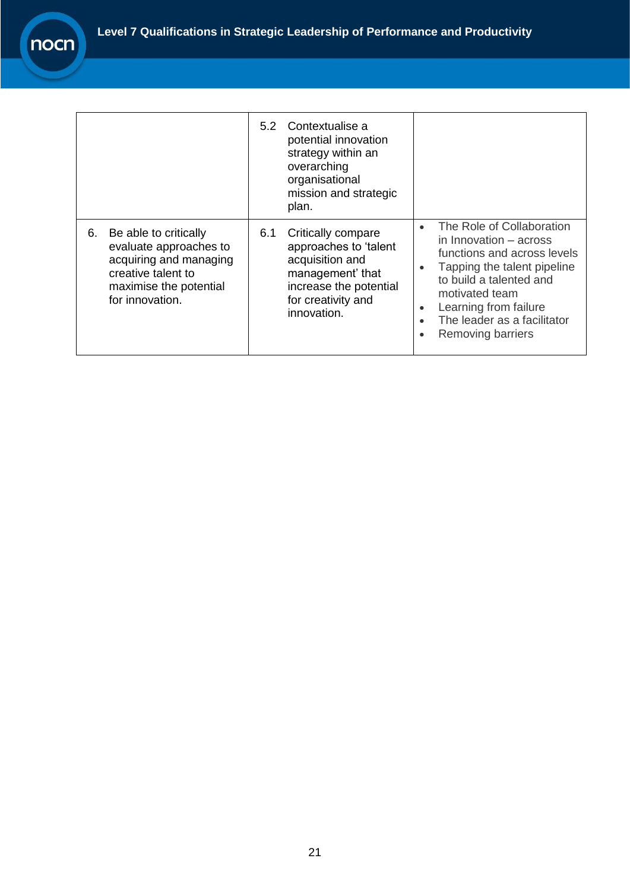| | | |
|---|---|---|
| | 5.2 Contextualise a potential innovation strategy within an overarching organisational mission and strategic plan. | |
| 6. Be able to critically evaluate approaches to acquiring and managing creative talent to maximise the potential for innovation. | 6.1 Critically compare approaches to 'talent acquisition and management' that increase the potential for creativity and innovation. | • The Role of Collaboration in Innovation – across functions and across levels<br>• Tapping the talent pipeline to build a talented and motivated team<br>• Learning from failure<br>• The leader as a facilitator<br>• Removing barriers |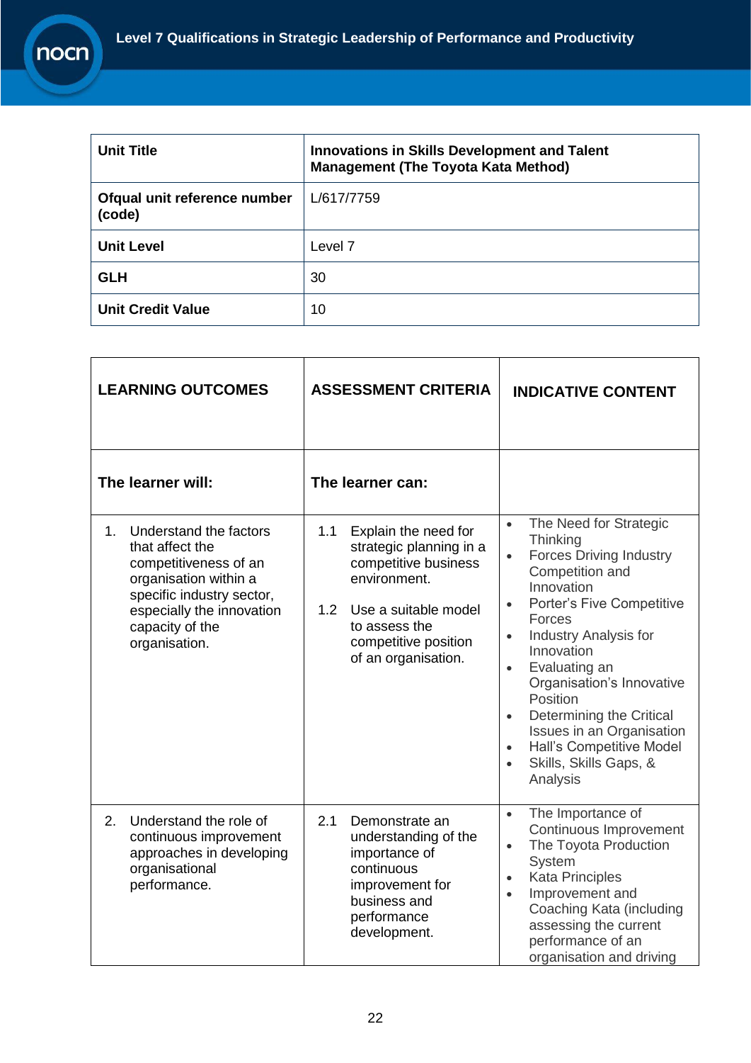| Unit Title | Innovations in Skills Development and Talent Management (The Toyota Kata Method) |
|---|---|
| Ofqual unit reference number (code) | L/617/7759 |
| Unit Level | Level 7 |
| GLH | 30 |
| Unit Credit Value | 10 |

| LEARNING OUTCOMES | ASSESSMENT CRITERIA | INDICATIVE CONTENT |
|---|---|---|
| **The learner will:** | **The learner can:** | |
| 1. Understand the factors that affect the competitiveness of an organisation within a specific industry sector, especially the innovation capacity of the organisation. | 1.1 Explain the need for strategic planning in a competitive business environment.<br><br>1.2 Use a suitable model to assess the competitive position of an organisation. | • The Need for Strategic Thinking<br>• Forces Driving Industry Competition and Innovation<br>• Porter's Five Competitive Forces<br>• Industry Analysis for Innovation<br>• Evaluating an Organisation's Innovative Position<br>• Determining the Critical Issues in an Organisation<br>• Hall's Competitive Model<br>• Skills, Skills Gaps, & Analysis |
| 2. Understand the role of continuous improvement approaches in developing organisational performance. | 2.1 Demonstrate an understanding of the importance of continuous improvement for business and performance development. | • The Importance of Continuous Improvement<br>• The Toyota Production System<br>• Kata Principles<br>• Improvement and Coaching Kata (including assessing the current performance of an organisation and driving |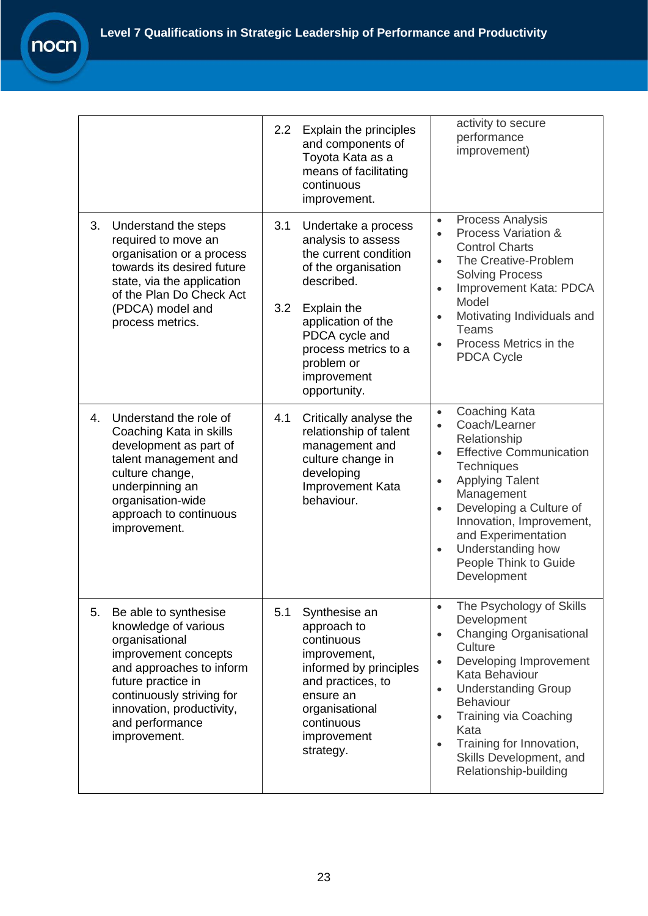| | | |
|---|---|---|
| | 2.2 Explain the principles and components of Toyota Kata as a means of facilitating continuous improvement. | activity to secure performance improvement) |
| 3. Understand the steps required to move an organisation or a process towards its desired future state, via the application of the Plan Do Check Act (PDCA) model and process metrics. | 3.1 Undertake a process analysis to assess the current condition of the organisation described.<br><br>3.2 Explain the application of the PDCA cycle and process metrics to a problem or improvement opportunity. | • Process Analysis<br>• Process Variation & Control Charts<br>• The Creative-Problem Solving Process<br>• Improvement Kata: PDCA Model<br>• Motivating Individuals and Teams<br>• Process Metrics in the PDCA Cycle |
| 4. Understand the role of Coaching Kata in skills development as part of talent management and culture change, underpinning an organisation-wide approach to continuous improvement. | 4.1 Critically analyse the relationship of talent management and culture change in developing Improvement Kata behaviour. | • Coaching Kata<br>• Coach/Learner Relationship<br>• Effective Communication Techniques<br>• Applying Talent Management<br>• Developing a Culture of Innovation, Improvement, and Experimentation<br>• Understanding how People Think to Guide Development |
| 5. Be able to synthesise knowledge of various organisational improvement concepts and approaches to inform future practice in continuously striving for innovation, productivity, and performance improvement. | 5.1 Synthesise an approach to continuous improvement, informed by principles and practices, to ensure an organisational continuous improvement strategy. | • The Psychology of Skills Development<br>• Changing Organisational Culture<br>• Developing Improvement Kata Behaviour<br>• Understanding Group Behaviour<br>• Training via Coaching Kata<br>• Training for Innovation, Skills Development, and Relationship-building |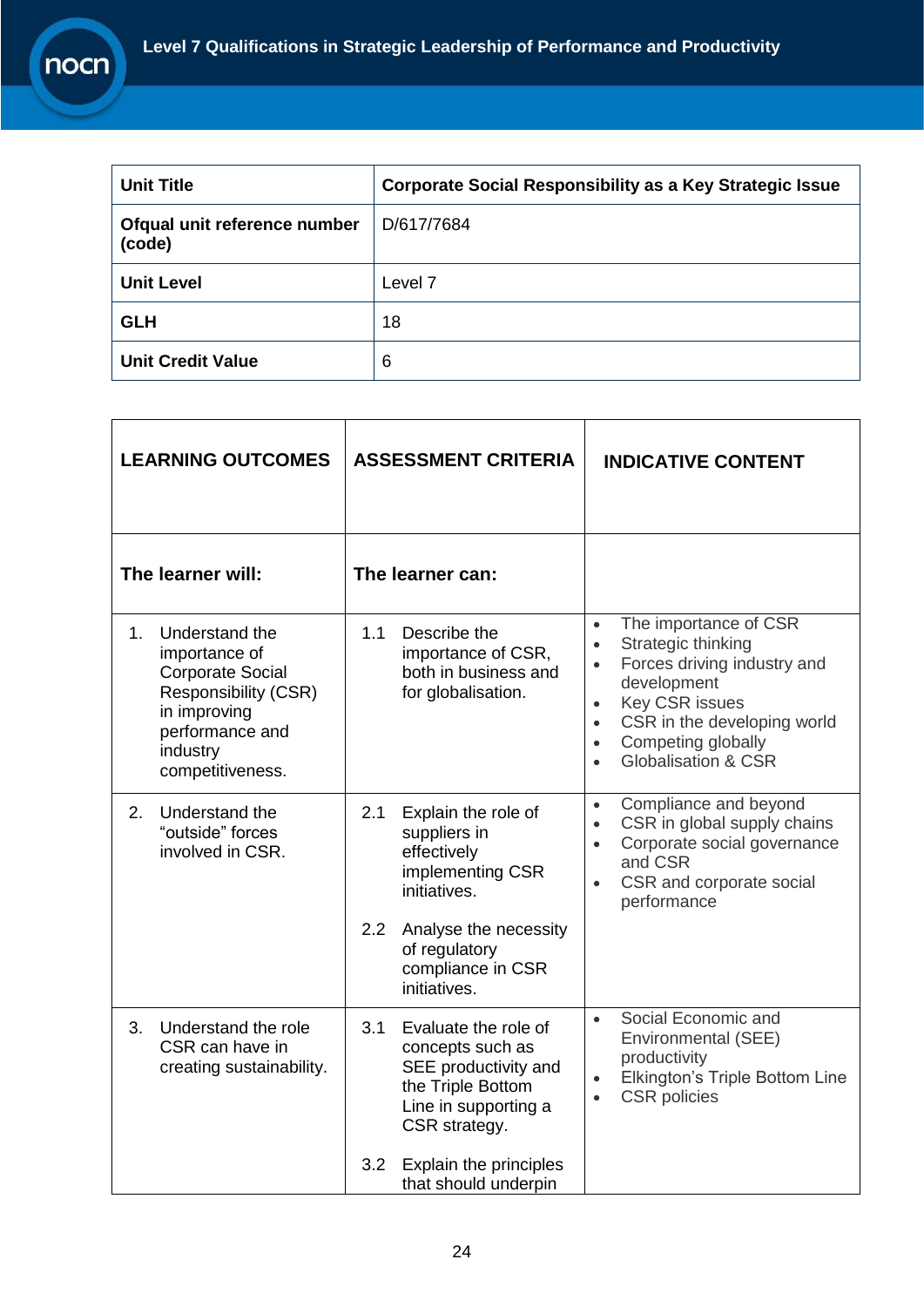| Unit Title | Corporate Social Responsibility as a Key Strategic Issue |
|---|---|
| Ofqual unit reference number (code) | D/617/7684 |
| Unit Level | Level 7 |
| GLH | 18 |
| Unit Credit Value | 6 |

| LEARNING OUTCOMES | ASSESSMENT CRITERIA | INDICATIVE CONTENT |
|---|---|---|
| **The learner will:** | **The learner can:** | |
| 1. Understand the importance of Corporate Social Responsibility (CSR) in improving performance and industry competitiveness. | 1.1 Describe the importance of CSR, both in business and for globalisation. | • The importance of CSR<br>• Strategic thinking<br>• Forces driving industry and development<br>• Key CSR issues<br>• CSR in the developing world<br>• Competing globally<br>• Globalisation & CSR |
| 2. Understand the "outside" forces involved in CSR. | 2.1 Explain the role of suppliers in effectively implementing CSR initiatives.<br><br>2.2 Analyse the necessity of regulatory compliance in CSR initiatives. | • Compliance and beyond<br>• CSR in global supply chains<br>• Corporate social governance and CSR<br>• CSR and corporate social performance |
| 3. Understand the role CSR can have in creating sustainability. | 3.1 Evaluate the role of concepts such as SEE productivity and the Triple Bottom Line in supporting a CSR strategy.<br><br>3.2 Explain the principles that should underpin | • Social Economic and Environmental (SEE) productivity<br>• Elkington's Triple Bottom Line<br>• CSR policies |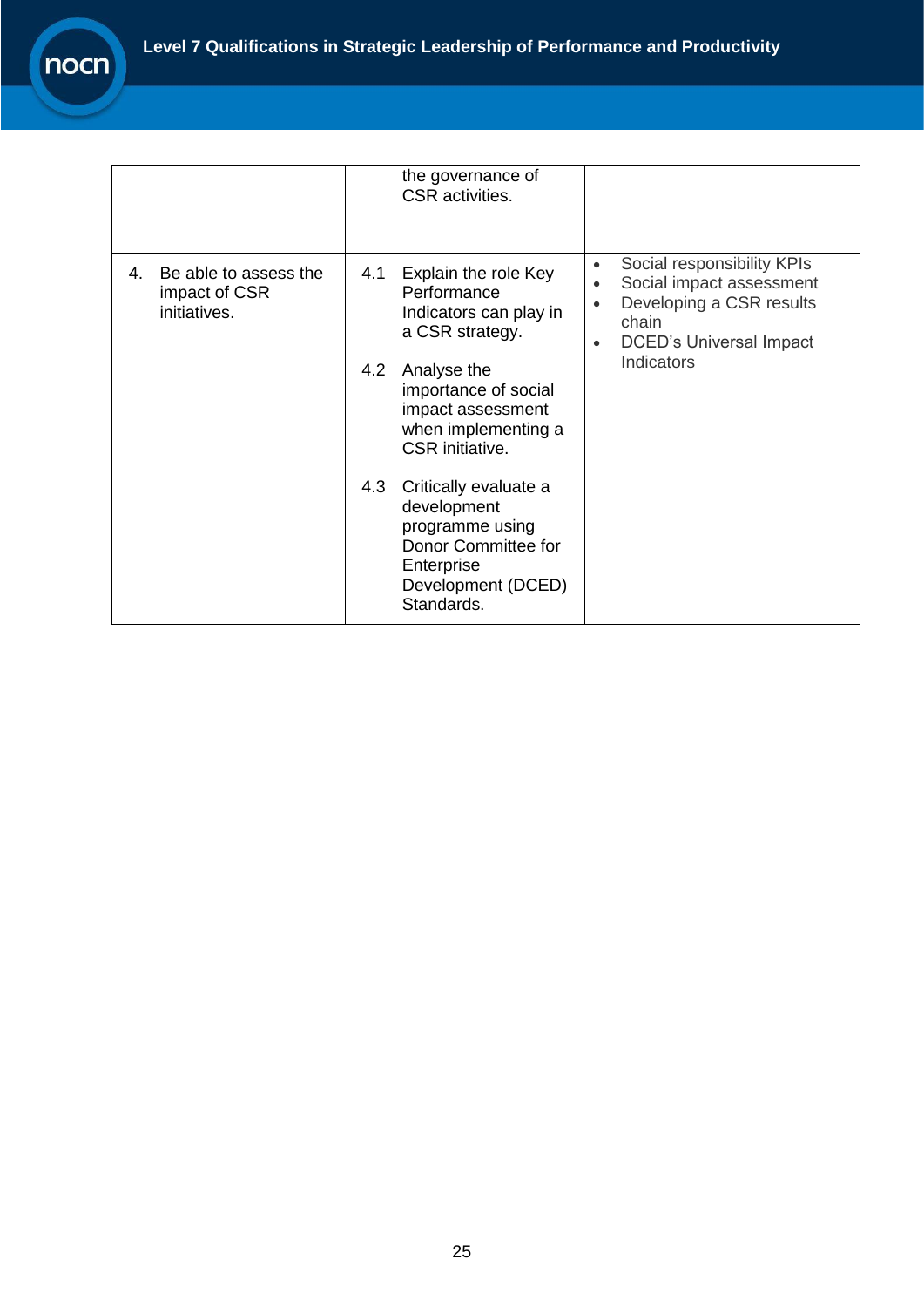|  |  |  |
|---|---|---|
|  | the governance of CSR activities. |  |
| 4. Be able to assess the impact of CSR initiatives. | 4.1 Explain the role Key Performance Indicators can play in a CSR strategy.<br><br>4.2 Analyse the importance of social impact assessment when implementing a CSR initiative.<br><br>4.3 Critically evaluate a development programme using Donor Committee for Enterprise Development (DCED) Standards. | • Social responsibility KPIs<br>• Social impact assessment<br>• Developing a CSR results chain<br>• DCED's Universal Impact Indicators |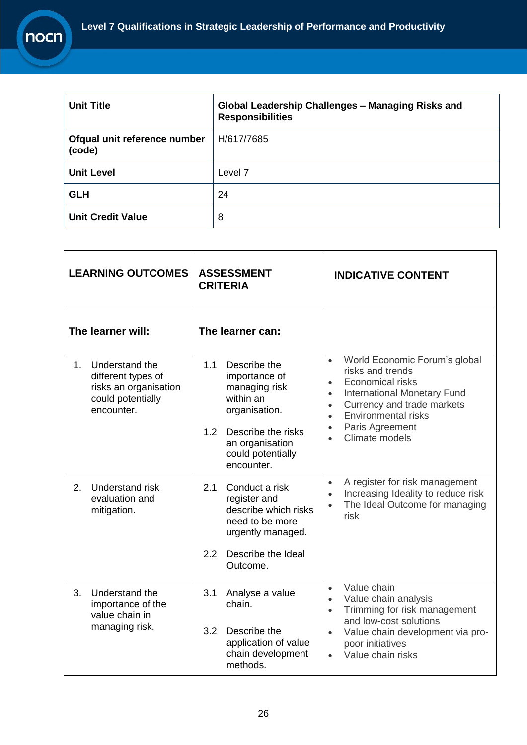| Unit Title | Global Leadership Challenges – Managing Risks and Responsibilities |
|---|---|
| Ofqual unit reference number (code) | H/617/7685 |
| Unit Level | Level 7 |
| GLH | 24 |
| Unit Credit Value | 8 |

| LEARNING OUTCOMES | ASSESSMENT CRITERIA | INDICATIVE CONTENT |
|---|---|---|
| **The learner will:** | **The learner can:** | |
| 1. Understand the different types of risks an organisation could potentially encounter. | 1.1 Describe the importance of managing risk within an organisation.<br><br>1.2 Describe the risks an organisation could potentially encounter. | • World Economic Forum's global risks and trends<br>• Economical risks<br>• International Monetary Fund<br>• Currency and trade markets<br>• Environmental risks<br>• Paris Agreement<br>• Climate models |
| 2. Understand risk evaluation and mitigation. | 2.1 Conduct a risk register and describe which risks need to be more urgently managed.<br><br>2.2 Describe the Ideal Outcome. | • A register for risk management<br>• Increasing Ideality to reduce risk<br>• The Ideal Outcome for managing risk |
| 3. Understand the importance of the value chain in managing risk. | 3.1 Analyse a value chain.<br><br>3.2 Describe the application of value chain development methods. | • Value chain<br>• Value chain analysis<br>• Trimming for risk management and low-cost solutions<br>• Value chain development via pro-poor initiatives<br>• Value chain risks |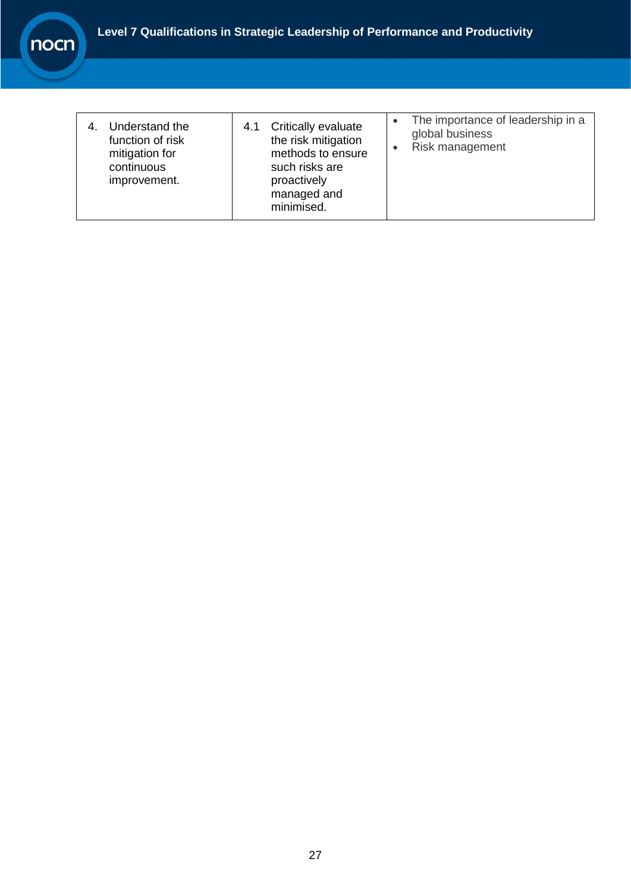| | | |
|---|---|---|
| 4. Understand the function of risk mitigation for continuous improvement. | 4.1 Critically evaluate the risk mitigation methods to ensure such risks are proactively managed and minimised. | • The importance of leadership in a global business<br>• Risk management |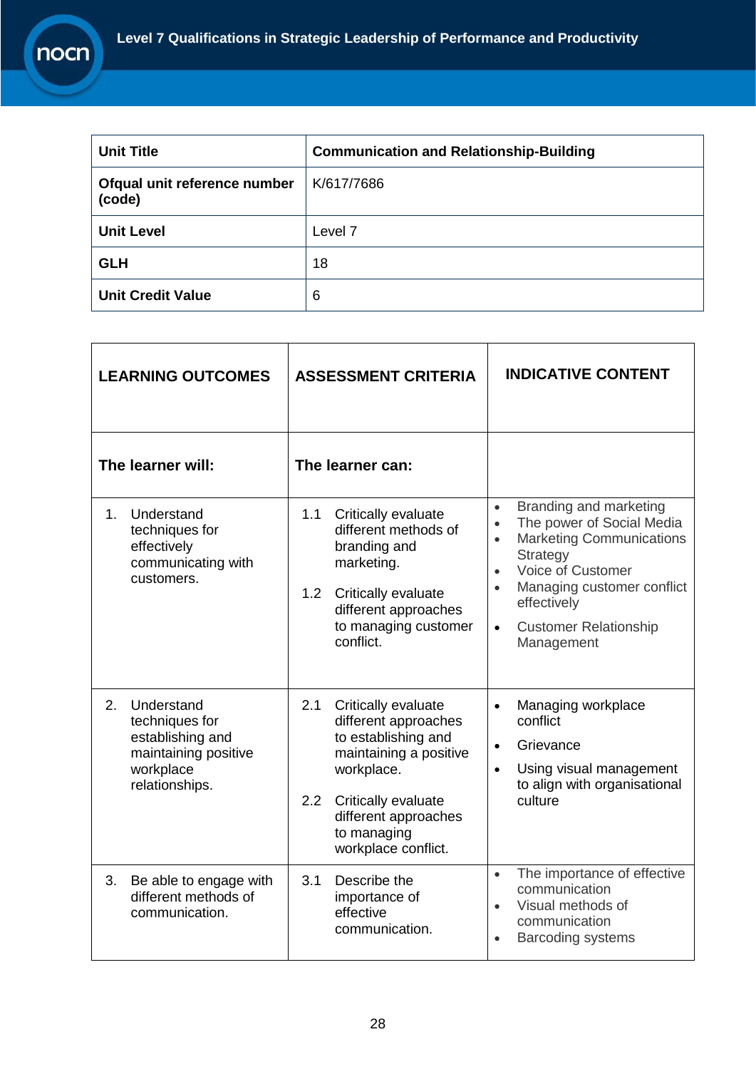| Unit Title | Communication and Relationship-Building |
|---|---|
| Ofqual unit reference number (code) | K/617/7686 |
| Unit Level | Level 7 |
| GLH | 18 |
| Unit Credit Value | 6 |

| LEARNING OUTCOMES | ASSESSMENT CRITERIA | INDICATIVE CONTENT |
|---|---|---|
| **The learner will:** | **The learner can:** | |
| 1. Understand techniques for effectively communicating with customers. | 1.1 Critically evaluate different methods of branding and marketing.<br><br>1.2 Critically evaluate different approaches to managing customer conflict. | • Branding and marketing<br>• The power of Social Media<br>• Marketing Communications Strategy<br>• Voice of Customer<br>• Managing customer conflict effectively<br>• Customer Relationship Management |
| 2. Understand techniques for establishing and maintaining positive workplace relationships. | 2.1 Critically evaluate different approaches to establishing and maintaining a positive workplace.<br><br>2.2 Critically evaluate different approaches to managing workplace conflict. | • Managing workplace conflict<br>• Grievance<br>• Using visual management to align with organisational culture |
| 3. Be able to engage with different methods of communication. | 3.1 Describe the importance of effective communication. | • The importance of effective communication<br>• Visual methods of communication<br>• Barcoding systems |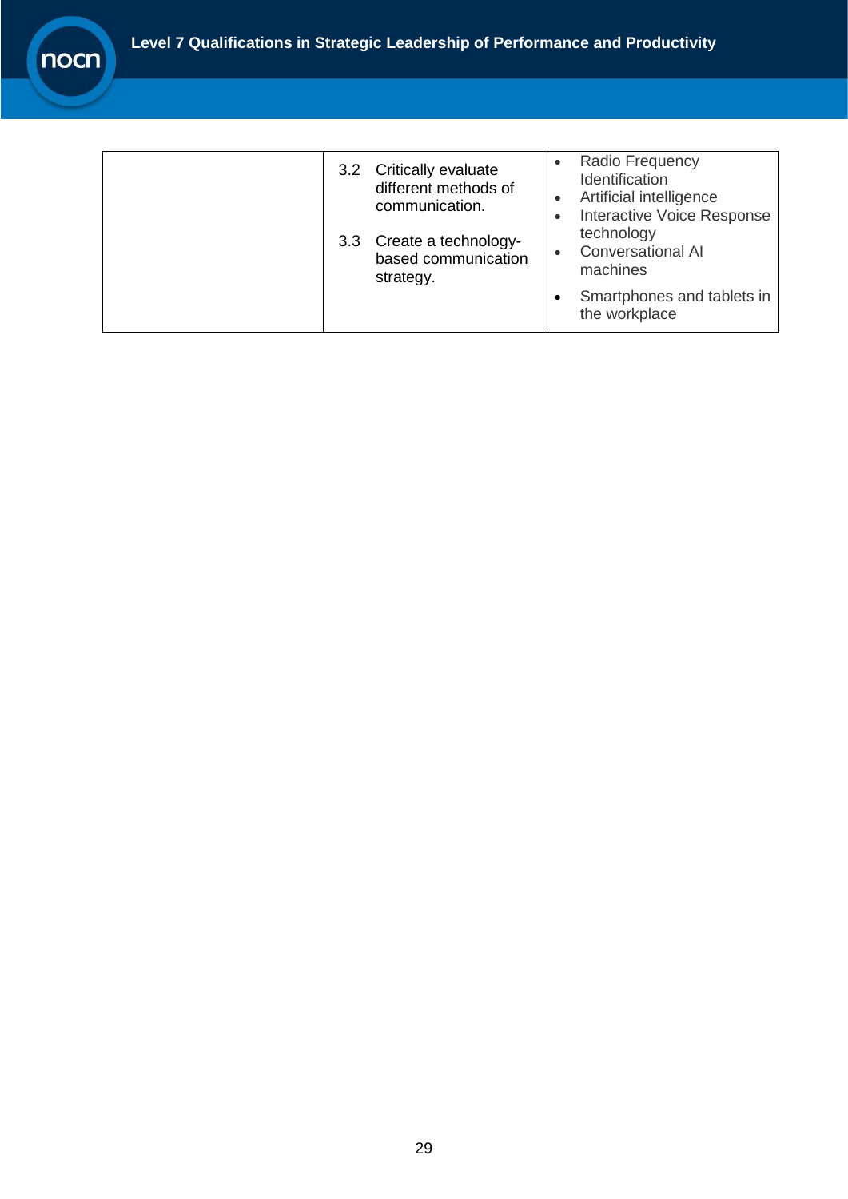|  |  |  |
|---|---|---|
|  | 3.2 Critically evaluate different methods of communication.<br><br>3.3 Create a technology-based communication strategy. | • Radio Frequency Identification<br>• Artificial intelligence<br>• Interactive Voice Response technology<br>• Conversational AI machines<br>• Smartphones and tablets in the workplace |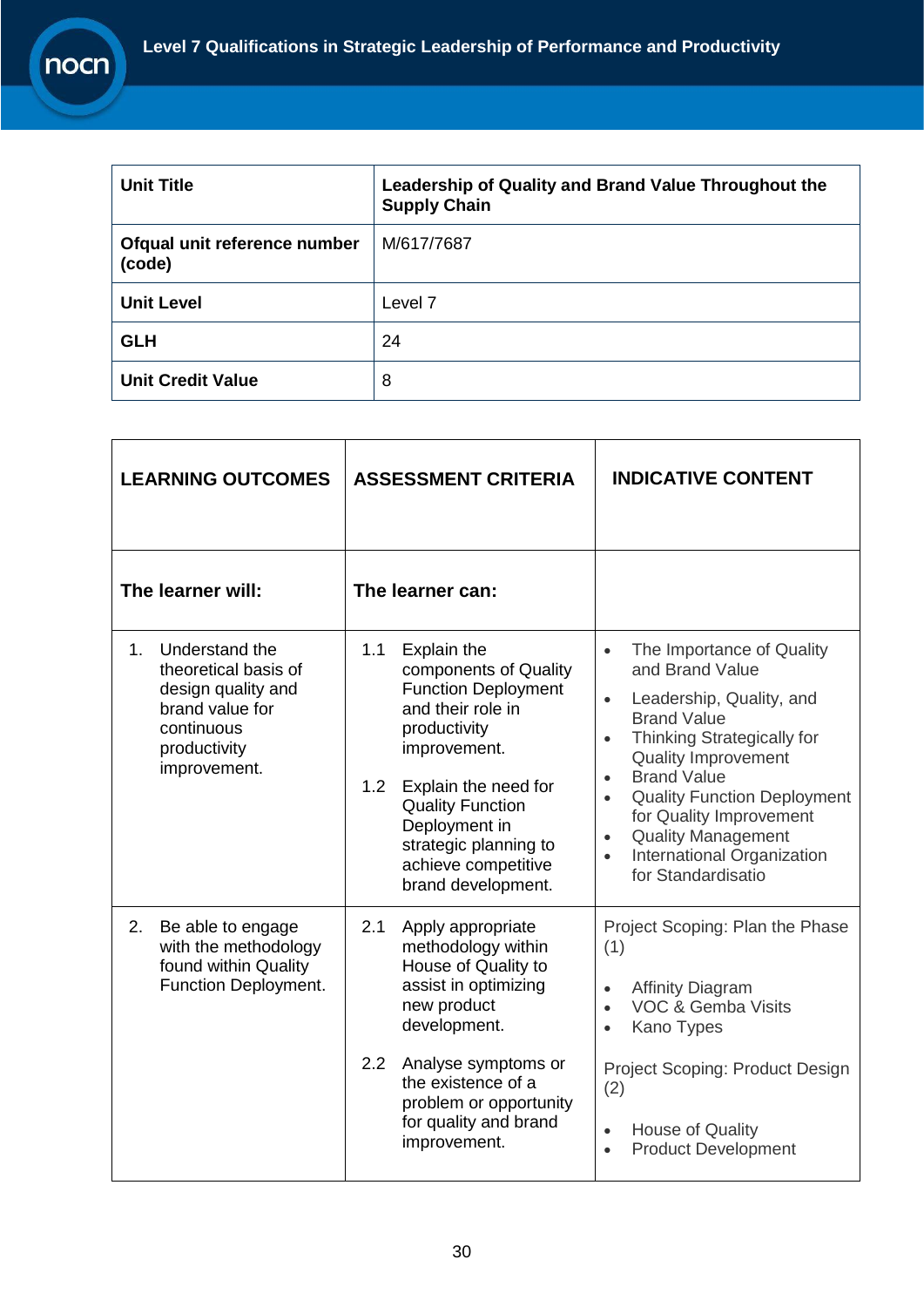| Unit Title | Leadership of Quality and Brand Value Throughout the Supply Chain |
|---|---|
| Ofqual unit reference number (code) | M/617/7687 |
| Unit Level | Level 7 |
| GLH | 24 |
| Unit Credit Value | 8 |

| LEARNING OUTCOMES | ASSESSMENT CRITERIA | INDICATIVE CONTENT |
|---|---|---|
| **The learner will:** | **The learner can:** | |
| 1. Understand the theoretical basis of design quality and brand value for continuous productivity improvement. | 1.1 Explain the components of Quality Function Deployment and their role in productivity improvement.<br><br>1.2 Explain the need for Quality Function Deployment in strategic planning to achieve competitive brand development. | • The Importance of Quality and Brand Value<br>• Leadership, Quality, and Brand Value<br>• Thinking Strategically for Quality Improvement<br>• Brand Value<br>• Quality Function Deployment for Quality Improvement<br>• Quality Management<br>• International Organization for Standardisatio |
| 2. Be able to engage with the methodology found within Quality Function Deployment. | 2.1 Apply appropriate methodology within House of Quality to assist in optimizing new product development.<br><br>2.2 Analyse symptoms or the existence of a problem or opportunity for quality and brand improvement. | Project Scoping: Plan the Phase (1)<br><br>• Affinity Diagram<br>• VOC & Gemba Visits<br>• Kano Types<br><br>Project Scoping: Product Design (2)<br><br>• House of Quality<br>• Product Development |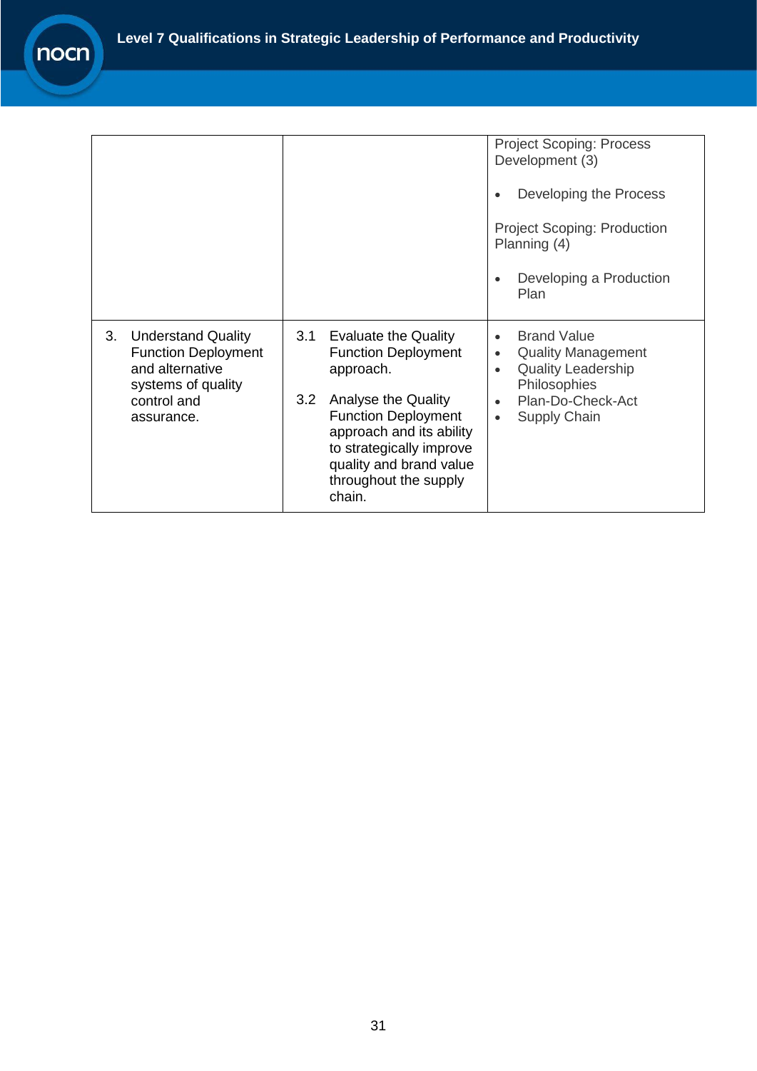| | | |
|---|---|---|
| | | Project Scoping: Process Development (3)<br><br>• Developing the Process<br><br>Project Scoping: Production Planning (4)<br><br>• Developing a Production Plan |
| 3. Understand Quality Function Deployment and alternative systems of quality control and assurance. | 3.1 Evaluate the Quality Function Deployment approach.<br><br>3.2 Analyse the Quality Function Deployment approach and its ability to strategically improve quality and brand value throughout the supply chain. | • Brand Value<br>• Quality Management<br>• Quality Leadership Philosophies<br>• Plan-Do-Check-Act<br>• Supply Chain |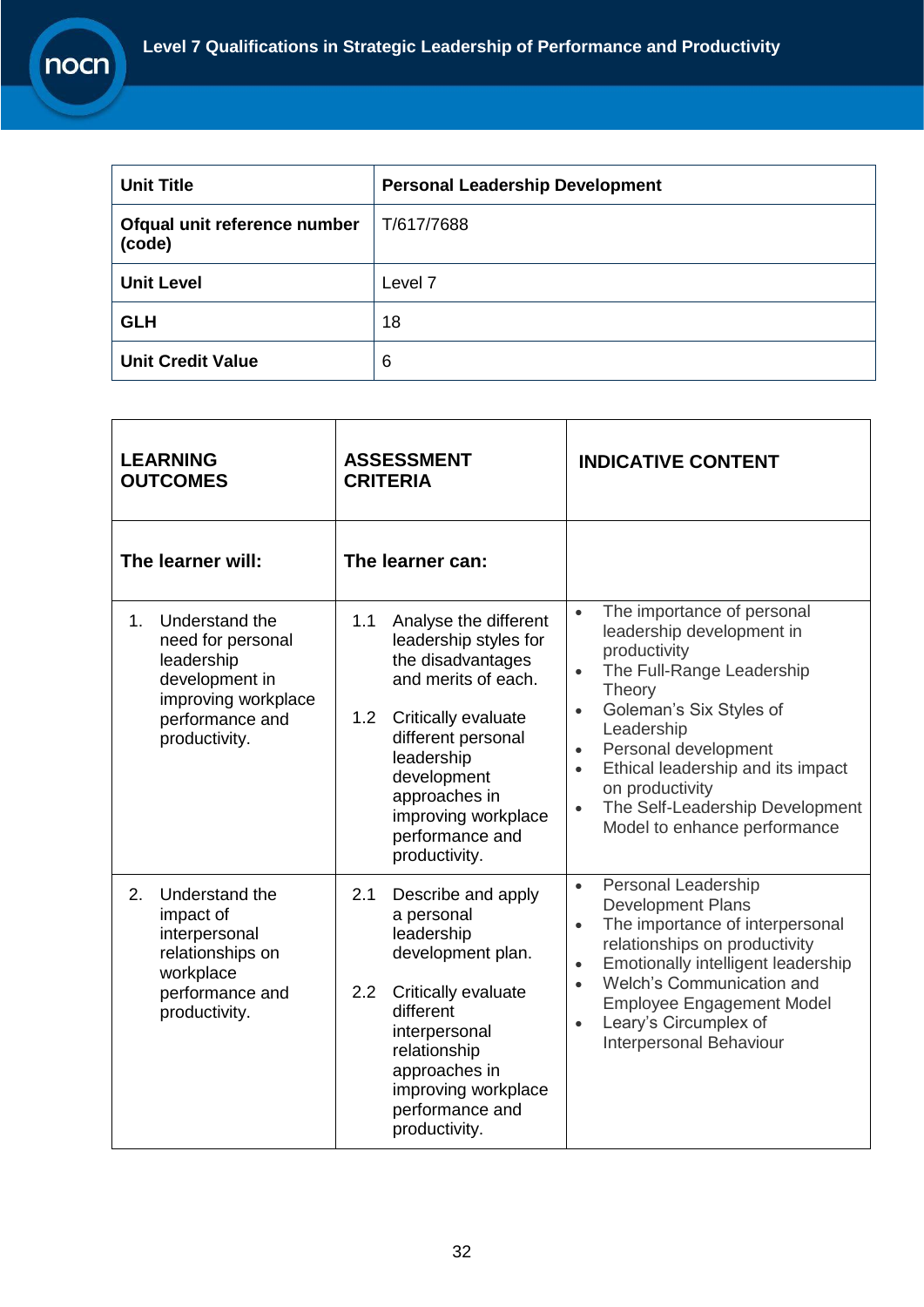| Unit Title | Personal Leadership Development |
|---|---|
| Ofqual unit reference number (code) | T/617/7688 |
| Unit Level | Level 7 |
| GLH | 18 |
| Unit Credit Value | 6 |

| LEARNING OUTCOMES | ASSESSMENT CRITERIA | INDICATIVE CONTENT |
|---|---|---|
| **The learner will:** | **The learner can:** | |
| 1. Understand the need for personal leadership development in improving workplace performance and productivity. | 1.1 Analyse the different leadership styles for the disadvantages and merits of each.<br><br>1.2 Critically evaluate different personal leadership development approaches in improving workplace performance and productivity. | • The importance of personal leadership development in productivity<br>• The Full-Range Leadership Theory<br>• Goleman's Six Styles of Leadership<br>• Personal development<br>• Ethical leadership and its impact on productivity<br>• The Self-Leadership Development Model to enhance performance |
| 2. Understand the impact of interpersonal relationships on workplace performance and productivity. | 2.1 Describe and apply a personal leadership development plan.<br><br>2.2 Critically evaluate different interpersonal relationship approaches in improving workplace performance and productivity. | • Personal Leadership Development Plans<br>• The importance of interpersonal relationships on productivity<br>• Emotionally intelligent leadership<br>• Welch's Communication and Employee Engagement Model<br>• Leary's Circumplex of Interpersonal Behaviour |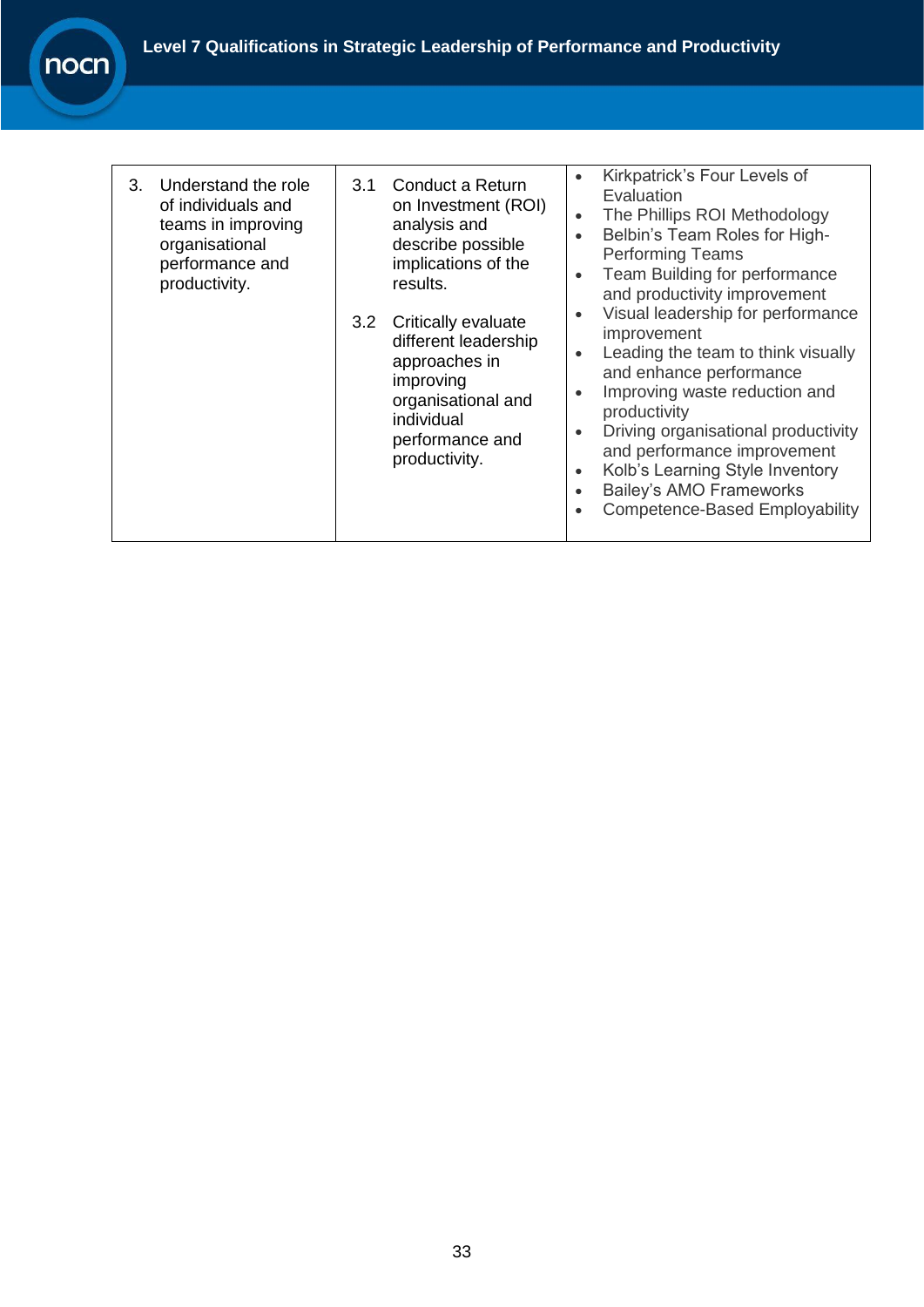| | | |
|---|---|---|
| 3. Understand the role of individuals and teams in improving organisational performance and productivity. | 3.1 Conduct a Return on Investment (ROI) analysis and describe possible implications of the results.<br><br>3.2 Critically evaluate different leadership approaches in improving organisational and individual performance and productivity. | • Kirkpatrick's Four Levels of Evaluation<br>• The Phillips ROI Methodology<br>• Belbin's Team Roles for High-Performing Teams<br>• Team Building for performance and productivity improvement<br>• Visual leadership for performance improvement<br>• Leading the team to think visually and enhance performance<br>• Improving waste reduction and productivity<br>• Driving organisational productivity and performance improvement<br>• Kolb's Learning Style Inventory<br>• Bailey's AMO Frameworks<br>• Competence-Based Employability |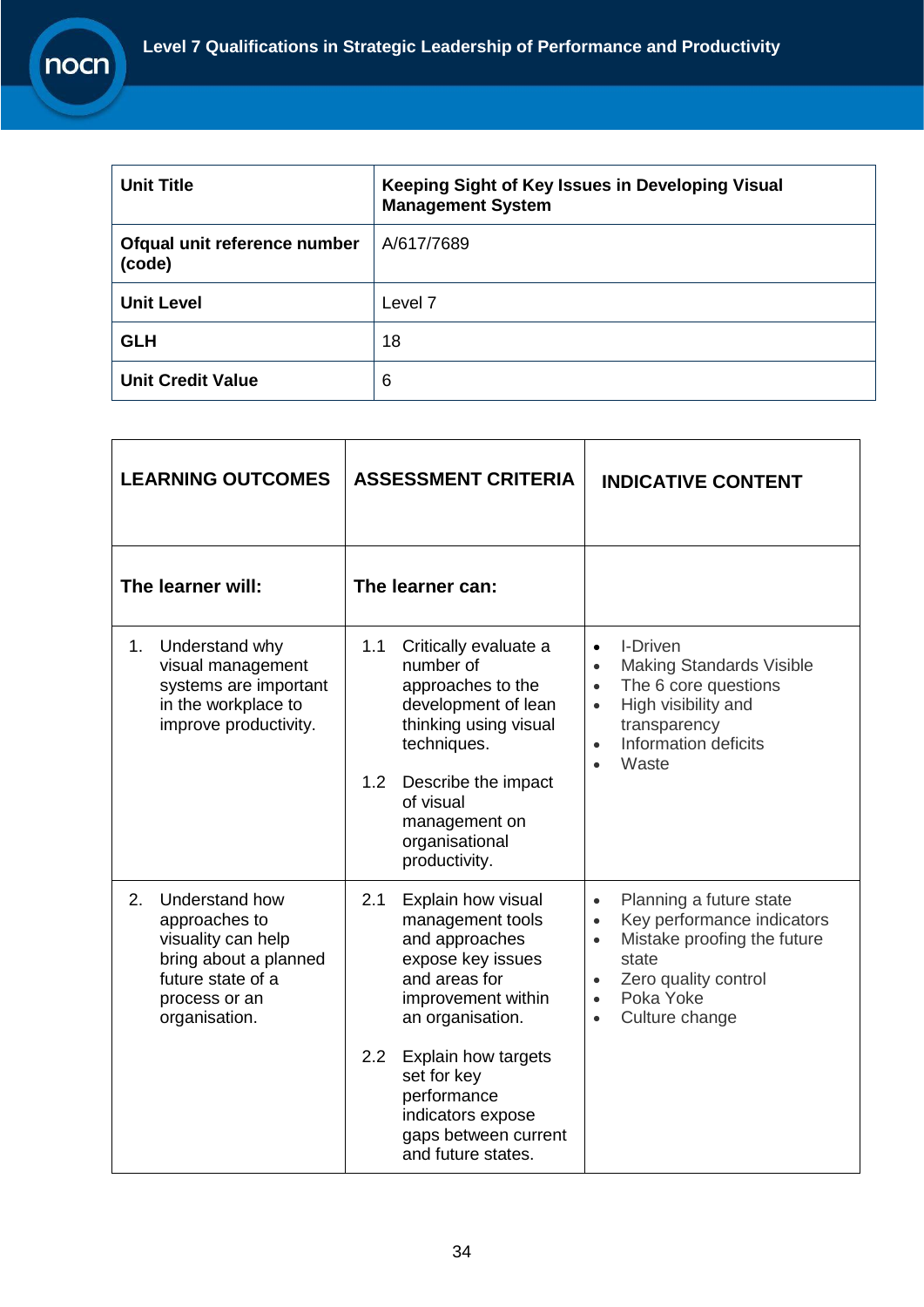| Unit Title | Keeping Sight of Key Issues in Developing Visual Management System |
|---|---|
| Ofqual unit reference number (code) | A/617/7689 |
| Unit Level | Level 7 |
| GLH | 18 |
| Unit Credit Value | 6 |

| LEARNING OUTCOMES | ASSESSMENT CRITERIA | INDICATIVE CONTENT |
|---|---|---|
| **The learner will:** | **The learner can:** | |
| 1. Understand why visual management systems are important in the workplace to improve productivity. | 1.1 Critically evaluate a number of approaches to the development of lean thinking using visual techniques.<br><br>1.2 Describe the impact of visual management on organisational productivity. | • I-Driven<br>• Making Standards Visible<br>• The 6 core questions<br>• High visibility and transparency<br>• Information deficits<br>• Waste |
| 2. Understand how approaches to visuality can help bring about a planned future state of a process or an organisation. | 2.1 Explain how visual management tools and approaches expose key issues and areas for improvement within an organisation.<br><br>2.2 Explain how targets set for key performance indicators expose gaps between current and future states. | • Planning a future state<br>• Key performance indicators<br>• Mistake proofing the future state<br>• Zero quality control<br>• Poka Yoke<br>• Culture change |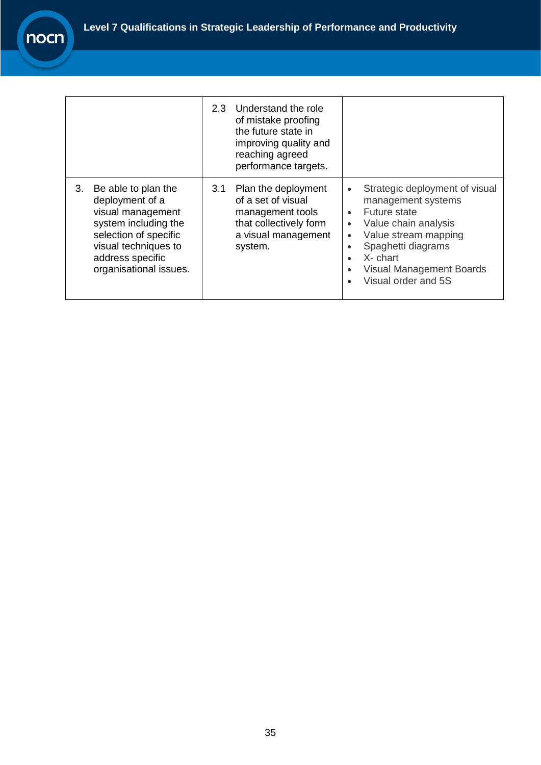| | | |
|---|---|---|
| | 2.3 Understand the role of mistake proofing the future state in improving quality and reaching agreed performance targets. | |
| 3. Be able to plan the deployment of a visual management system including the selection of specific visual techniques to address specific organisational issues. | 3.1 Plan the deployment of a set of visual management tools that collectively form a visual management system. | • Strategic deployment of visual management systems<br>• Future state<br>• Value chain analysis<br>• Value stream mapping<br>• Spaghetti diagrams<br>• X- chart<br>• Visual Management Boards<br>• Visual order and 5S |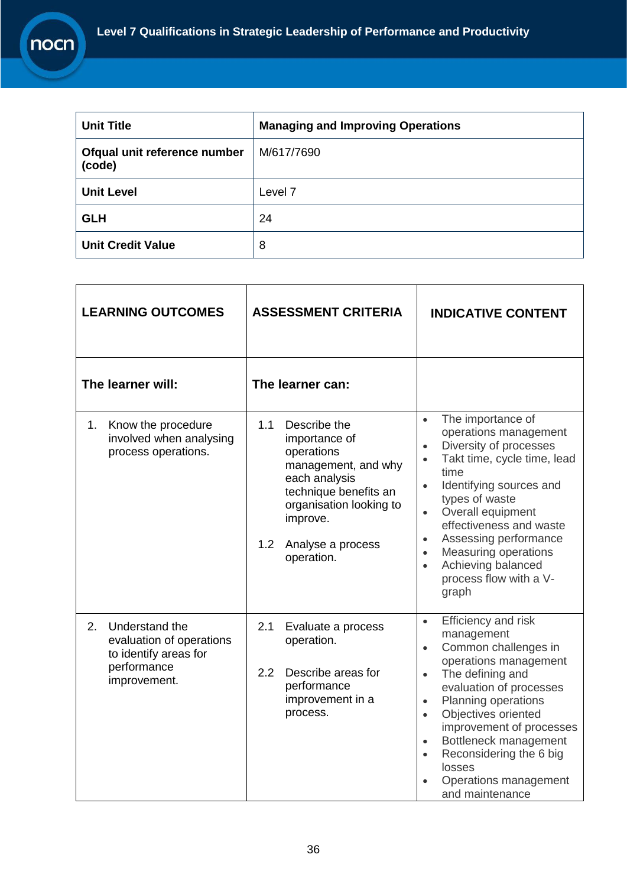| Unit Title | Managing and Improving Operations |
|---|---|
| Ofqual unit reference number (code) | M/617/7690 |
| Unit Level | Level 7 |
| GLH | 24 |
| Unit Credit Value | 8 |

| LEARNING OUTCOMES | ASSESSMENT CRITERIA | INDICATIVE CONTENT |
|---|---|---|
| **The learner will:** | **The learner can:** | |
| 1. Know the procedure involved when analysing process operations. | 1.1 Describe the importance of operations management, and why each analysis technique benefits an organisation looking to improve.<br><br>1.2 Analyse a process operation. | • The importance of operations management<br>• Diversity of processes<br>• Takt time, cycle time, lead time<br>• Identifying sources and types of waste<br>• Overall equipment effectiveness and waste<br>• Assessing performance<br>• Measuring operations<br>• Achieving balanced process flow with a V-graph |
| 2. Understand the evaluation of operations to identify areas for performance improvement. | 2.1 Evaluate a process operation.<br><br>2.2 Describe areas for performance improvement in a process. | • Efficiency and risk management<br>• Common challenges in operations management<br>• The defining and evaluation of processes<br>• Planning operations<br>• Objectives oriented improvement of processes<br>• Bottleneck management<br>• Reconsidering the 6 big losses<br>• Operations management and maintenance |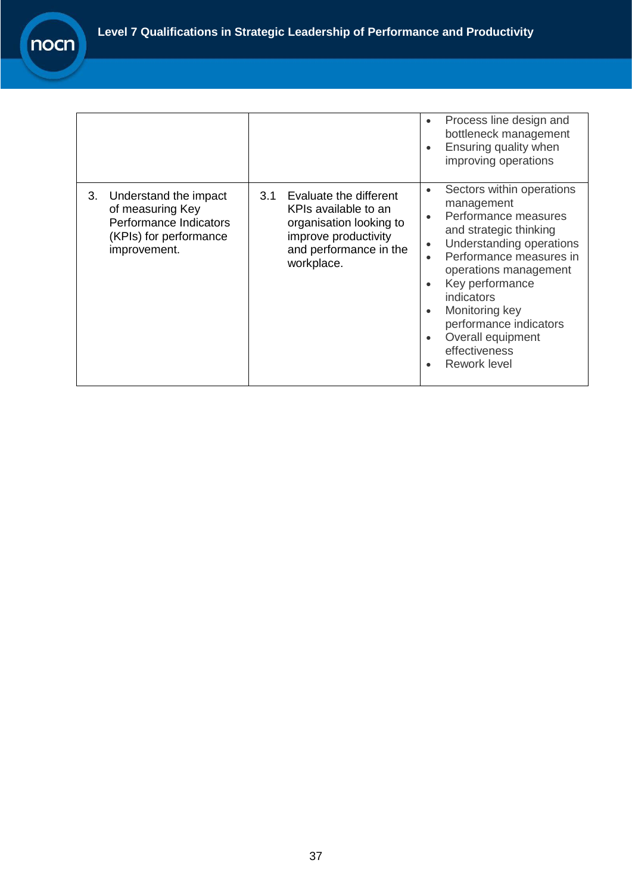| | | |
|---|---|---|
| | | • Process line design and bottleneck management<br>• Ensuring quality when improving operations |
| 3. Understand the impact of measuring Key Performance Indicators (KPIs) for performance improvement. | 3.1 Evaluate the different KPIs available to an organisation looking to improve productivity and performance in the workplace. | • Sectors within operations management<br>• Performance measures and strategic thinking<br>• Understanding operations<br>• Performance measures in operations management<br>• Key performance indicators<br>• Monitoring key performance indicators<br>• Overall equipment effectiveness<br>• Rework level |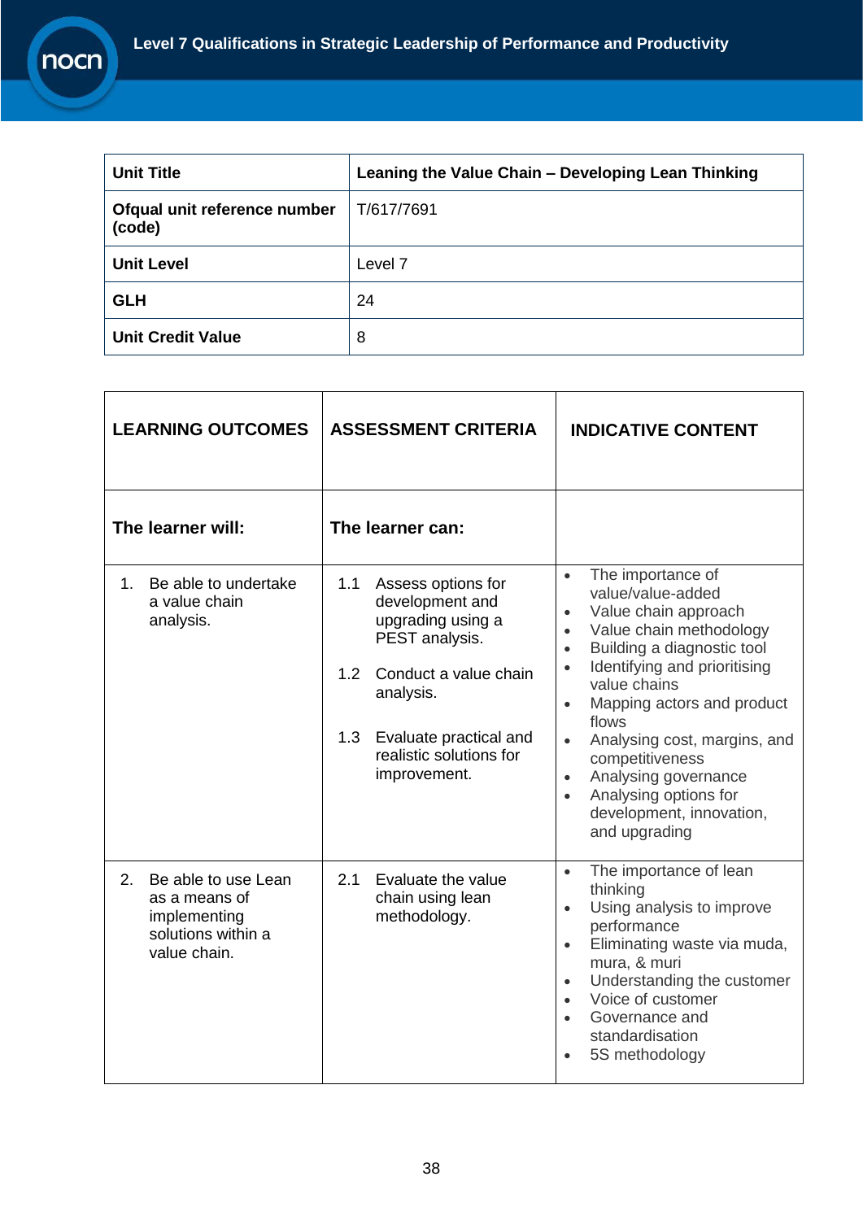| Unit Title | Leaning the Value Chain – Developing Lean Thinking |
|---|---|
| Ofqual unit reference number (code) | T/617/7691 |
| Unit Level | Level 7 |
| GLH | 24 |
| Unit Credit Value | 8 |

| LEARNING OUTCOMES | ASSESSMENT CRITERIA | INDICATIVE CONTENT |
|---|---|---|
| **The learner will:** | **The learner can:** | |
| 1. Be able to undertake a value chain analysis. | 1.1 Assess options for development and upgrading using a PEST analysis.<br><br>1.2 Conduct a value chain analysis.<br><br>1.3 Evaluate practical and realistic solutions for improvement. | • The importance of value/value-added<br>• Value chain approach<br>• Value chain methodology<br>• Building a diagnostic tool<br>• Identifying and prioritising value chains<br>• Mapping actors and product flows<br>• Analysing cost, margins, and competitiveness<br>• Analysing governance<br>• Analysing options for development, innovation, and upgrading |
| 2. Be able to use Lean as a means of implementing solutions within a value chain. | 2.1 Evaluate the value chain using lean methodology. | • The importance of lean thinking<br>• Using analysis to improve performance<br>• Eliminating waste via muda, mura, & muri<br>• Understanding the customer<br>• Voice of customer<br>• Governance and standardisation<br>• 5S methodology |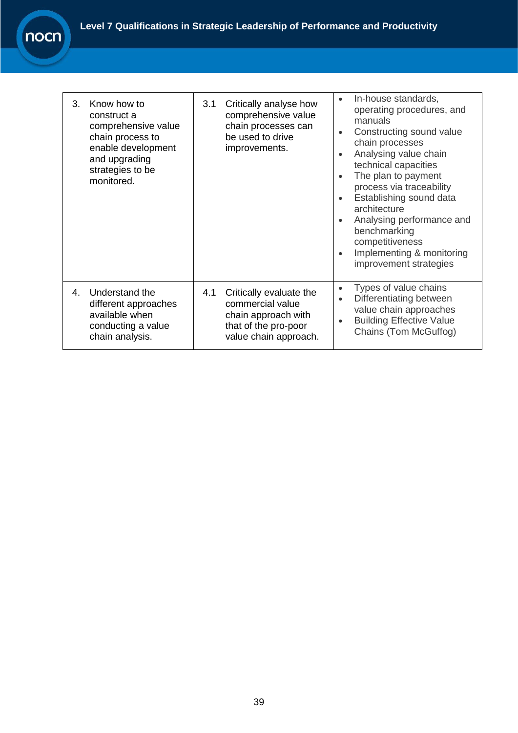| | | |
|---|---|---|
| 3. Know how to construct a comprehensive value chain process to enable development and upgrading strategies to be monitored. | 3.1 Critically analyse how comprehensive value chain processes can be used to drive improvements. | • In-house standards, operating procedures, and manuals<br>• Constructing sound value chain processes<br>• Analysing value chain technical capacities<br>• The plan to payment process via traceability<br>• Establishing sound data architecture<br>• Analysing performance and benchmarking competitiveness<br>• Implementing & monitoring improvement strategies |
| 4. Understand the different approaches available when conducting a value chain analysis. | 4.1 Critically evaluate the commercial value chain approach with that of the pro-poor value chain approach. | • Types of value chains<br>• Differentiating between value chain approaches<br>• Building Effective Value Chains (Tom McGuffog) |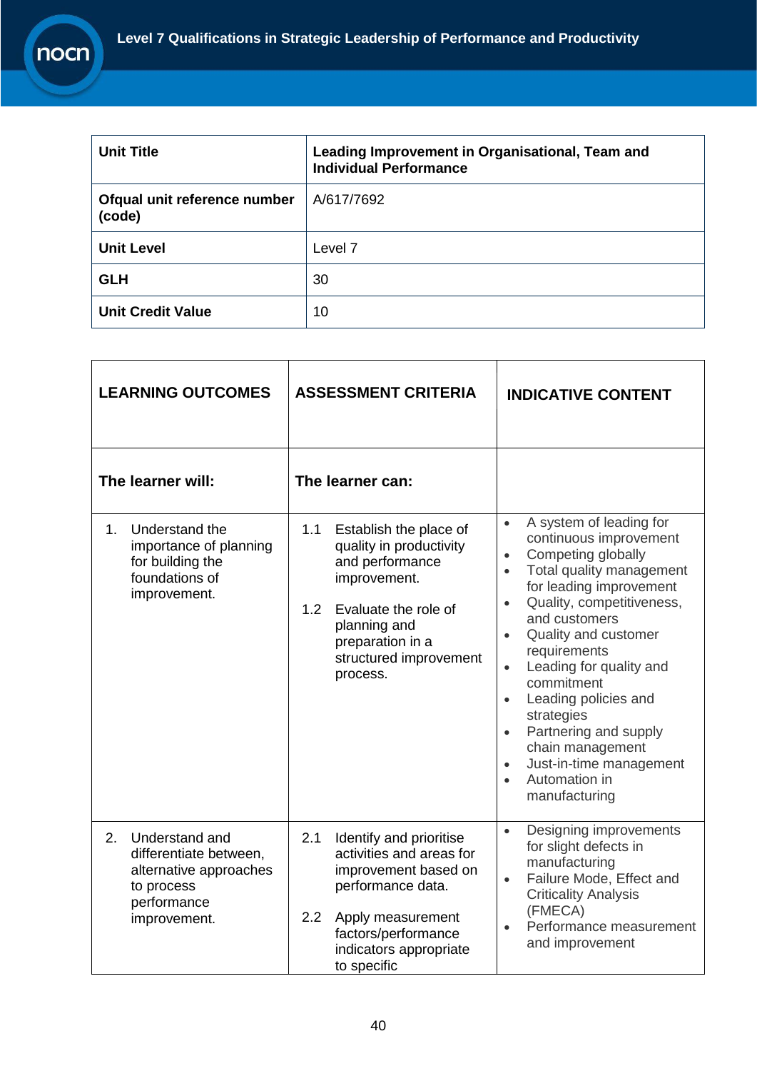| Unit Title | Leading Improvement in Organisational, Team and Individual Performance |
|---|---|
| Ofqual unit reference number (code) | A/617/7692 |
| Unit Level | Level 7 |
| GLH | 30 |
| Unit Credit Value | 10 |

| LEARNING OUTCOMES | ASSESSMENT CRITERIA | INDICATIVE CONTENT |
|---|---|---|
| **The learner will:** | **The learner can:** | |
| 1. Understand the importance of planning for building the foundations of improvement. | 1.1 Establish the place of quality in productivity and performance improvement.<br><br>1.2 Evaluate the role of planning and preparation in a structured improvement process. | • A system of leading for continuous improvement<br>• Competing globally<br>• Total quality management for leading improvement<br>• Quality, competitiveness, and customers<br>• Quality and customer requirements<br>• Leading for quality and commitment<br>• Leading policies and strategies<br>• Partnering and supply chain management<br>• Just-in-time management<br>• Automation in manufacturing |
| 2. Understand and differentiate between, alternative approaches to process performance improvement. | 2.1 Identify and prioritise activities and areas for improvement based on performance data.<br><br>2.2 Apply measurement factors/performance indicators appropriate to specific | • Designing improvements for slight defects in manufacturing<br>• Failure Mode, Effect and Criticality Analysis (FMECA)<br>• Performance measurement and improvement |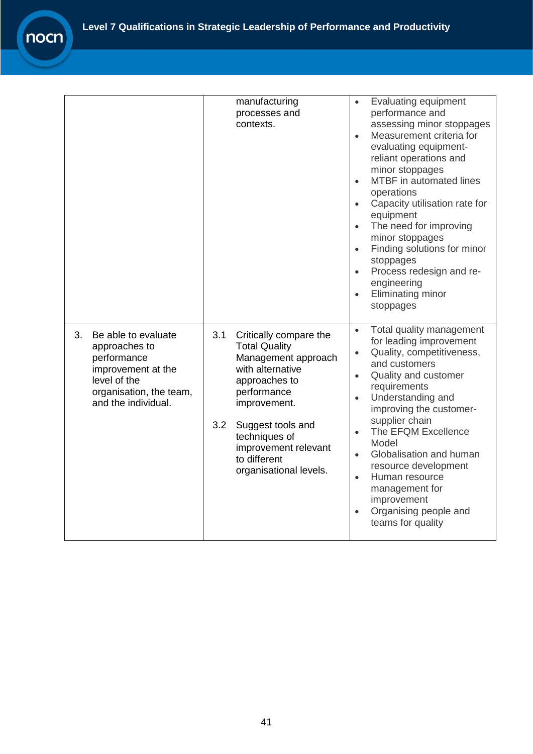| | | |
|---|---|---|
| | manufacturing processes and contexts. | • Evaluating equipment performance and assessing minor stoppages<br>• Measurement criteria for evaluating equipment-reliant operations and minor stoppages<br>• MTBF in automated lines operations<br>• Capacity utilisation rate for equipment<br>• The need for improving minor stoppages<br>• Finding solutions for minor stoppages<br>• Process redesign and re-engineering<br>• Eliminating minor stoppages |
| 3. Be able to evaluate approaches to performance improvement at the level of the organisation, the team, and the individual. | 3.1 Critically compare the Total Quality Management approach with alternative approaches to performance improvement.<br><br>3.2 Suggest tools and techniques of improvement relevant to different organisational levels. | • Total quality management for leading improvement<br>• Quality, competitiveness, and customers<br>• Quality and customer requirements<br>• Understanding and improving the customer-supplier chain<br>• The EFQM Excellence Model<br>• Globalisation and human resource development<br>• Human resource management for improvement<br>• Organising people and teams for quality |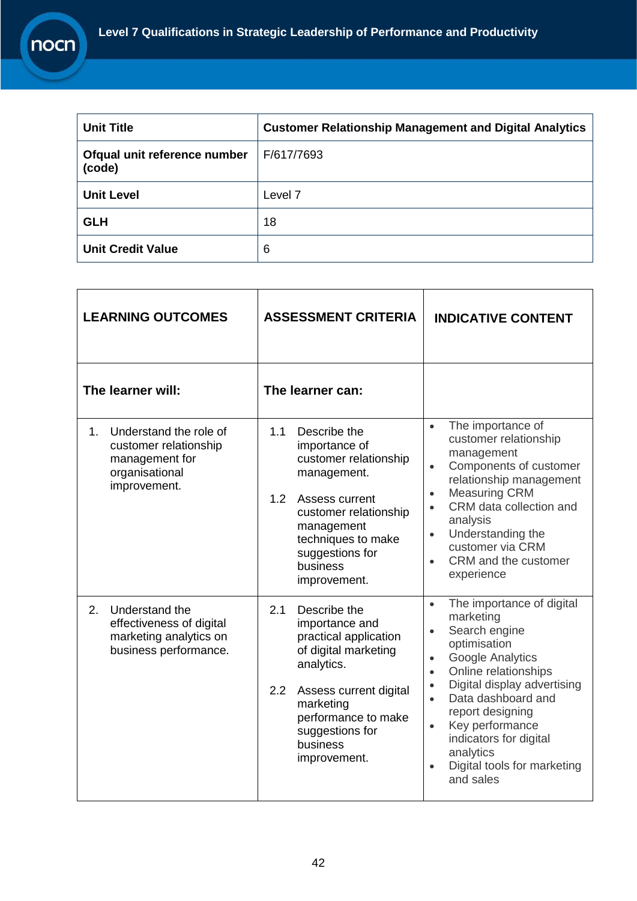| Unit Title | Customer Relationship Management and Digital Analytics |
|---|---|
| Ofqual unit reference number (code) | F/617/7693 |
| Unit Level | Level 7 |
| GLH | 18 |
| Unit Credit Value | 6 |

| LEARNING OUTCOMES | ASSESSMENT CRITERIA | INDICATIVE CONTENT |
|---|---|---|
| **The learner will:** | **The learner can:** | |
| 1. Understand the role of customer relationship management for organisational improvement. | 1.1 Describe the importance of customer relationship management.<br><br>1.2 Assess current customer relationship management techniques to make suggestions for business improvement. | • The importance of customer relationship management<br>• Components of customer relationship management<br>• Measuring CRM<br>• CRM data collection and analysis<br>• Understanding the customer via CRM<br>• CRM and the customer experience |
| 2. Understand the effectiveness of digital marketing analytics on business performance. | 2.1 Describe the importance and practical application of digital marketing analytics.<br><br>2.2 Assess current digital marketing performance to make suggestions for business improvement. | • The importance of digital marketing<br>• Search engine optimisation<br>• Google Analytics<br>• Online relationships<br>• Digital display advertising<br>• Data dashboard and report designing<br>• Key performance indicators for digital analytics<br>• Digital tools for marketing and sales |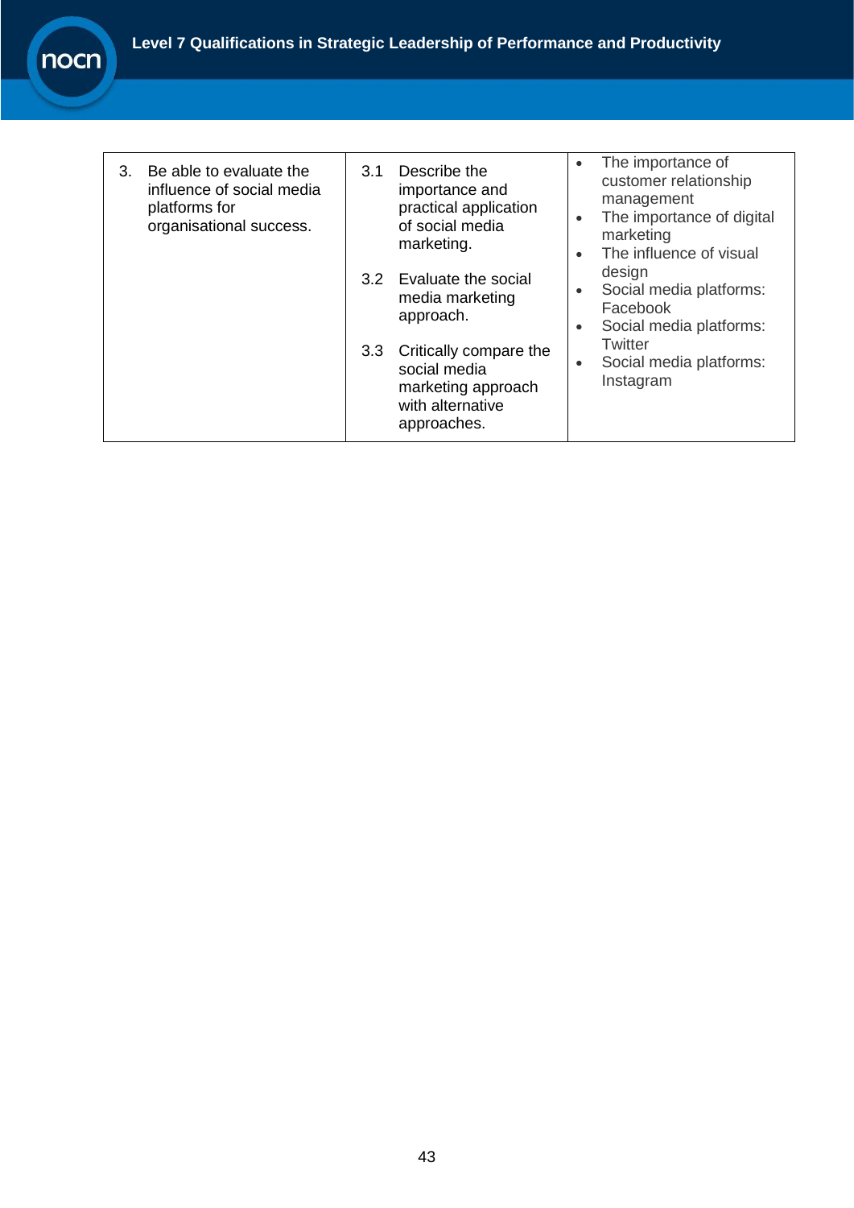| | | |
|---|---|---|
| 3. Be able to evaluate the influence of social media platforms for organisational success. | 3.1 Describe the importance and practical application of social media marketing.<br><br>3.2 Evaluate the social media marketing approach.<br><br>3.3 Critically compare the social media marketing approach with alternative approaches. | • The importance of customer relationship management<br>• The importance of digital marketing<br>• The influence of visual design<br>• Social media platforms: Facebook<br>• Social media platforms: Twitter<br>• Social media platforms: Instagram |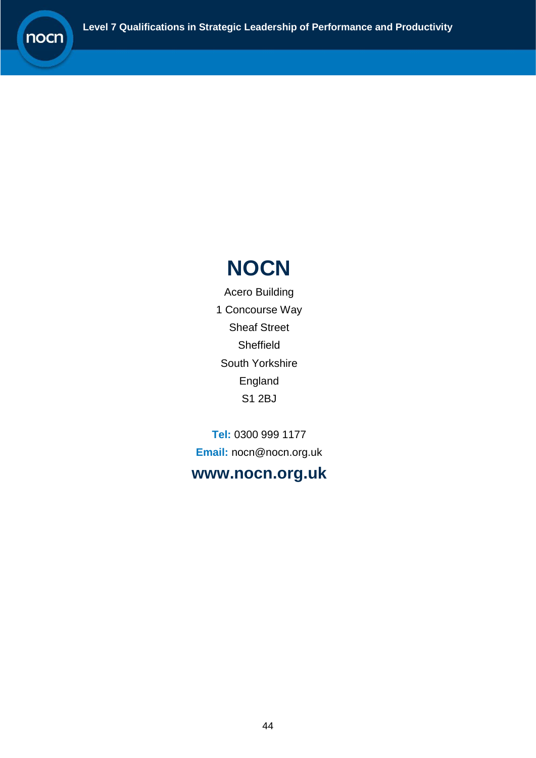# NOCN

Acero Building

1 Concourse Way

Sheaf Street

Sheffield

South Yorkshire

England

S1 2BJ

**Tel:** 0300 999 1177

**Email:** nocn@nocn.org.uk

## www.nocn.org.uk